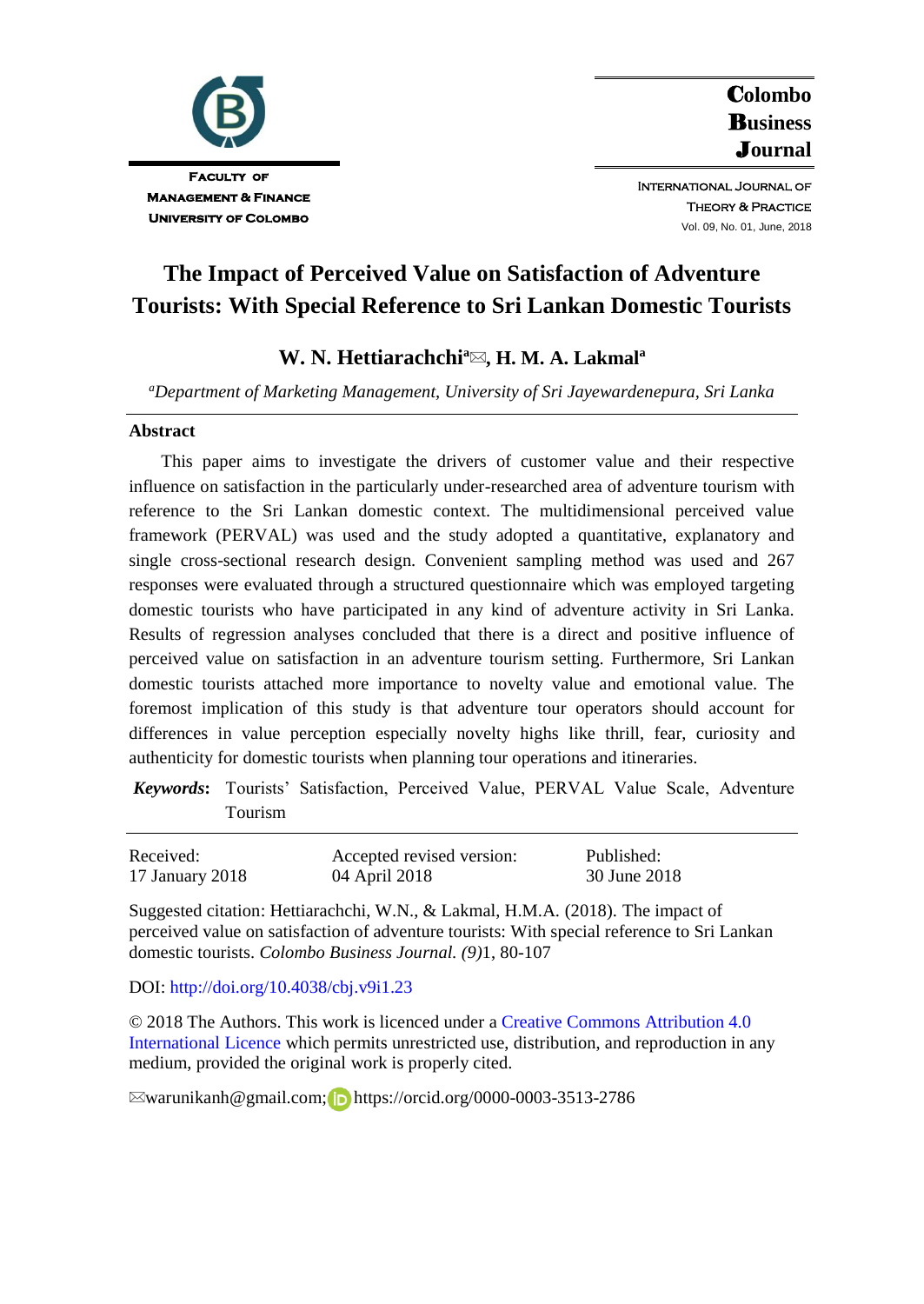**Faculty of Management & Finance**
**University of Colombo**

**Colombo Business Journal**

International Journal of Theory & Practice
Vol. 09, No. 01, June, 2018

# The Impact of Perceived Value on Satisfaction of Adventure Tourists: With Special Reference to Sri Lankan Domestic Tourists

**W. N. Hettiarachchi[a]✉, H. M. A. Lakmal[a]**

[a]*Department of Marketing Management, University of Sri Jayewardenepura, Sri Lanka*

## Abstract

This paper aims to investigate the drivers of customer value and their respective influence on satisfaction in the particularly under-researched area of adventure tourism with reference to the Sri Lankan domestic context. The multidimensional perceived value framework (PERVAL) was used and the study adopted a quantitative, explanatory and single cross-sectional research design. Convenient sampling method was used and 267 responses were evaluated through a structured questionnaire which was employed targeting domestic tourists who have participated in any kind of adventure activity in Sri Lanka. Results of regression analyses concluded that there is a direct and positive influence of perceived value on satisfaction in an adventure tourism setting. Furthermore, Sri Lankan domestic tourists attached more importance to novelty value and emotional value. The foremost implication of this study is that adventure tour operators should account for differences in value perception especially novelty highs like thrill, fear, curiosity and authenticity for domestic tourists when planning tour operations and itineraries.

***Keywords*:** Tourists' Satisfaction, Perceived Value, PERVAL Value Scale, Adventure Tourism

| Received: | Accepted revised version: | Published: |
|---|---|---|
| 17 January 2018 | 04 April 2018 | 30 June 2018 |

Suggested citation: Hettiarachchi, W.N., & Lakmal, H.M.A. (2018). The impact of perceived value on satisfaction of adventure tourists: With special reference to Sri Lankan domestic tourists. *Colombo Business Journal. (9)*1, 80-107

DOI: http://doi.org/10.4038/cbj.v9i1.23

© 2018 The Authors. This work is licenced under a Creative Commons Attribution 4.0 International Licence which permits unrestricted use, distribution, and reproduction in any medium, provided the original work is properly cited.

✉warunikanh@gmail.com; https://orcid.org/0000-0003-3513-2786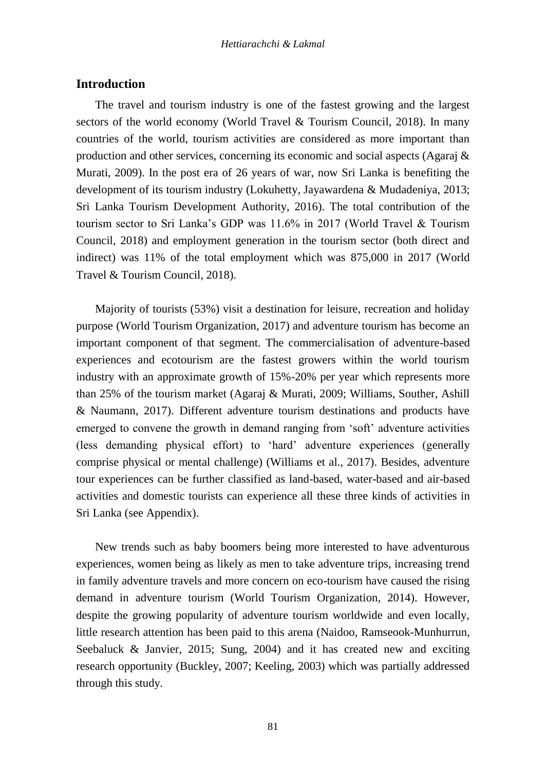## Introduction

The travel and tourism industry is one of the fastest growing and the largest sectors of the world economy (World Travel & Tourism Council, 2018). In many countries of the world, tourism activities are considered as more important than production and other services, concerning its economic and social aspects (Agaraj & Murati, 2009). In the post era of 26 years of war, now Sri Lanka is benefiting the development of its tourism industry (Lokuhetty, Jayawardena & Mudadeniya, 2013; Sri Lanka Tourism Development Authority, 2016). The total contribution of the tourism sector to Sri Lanka's GDP was 11.6% in 2017 (World Travel & Tourism Council, 2018) and employment generation in the tourism sector (both direct and indirect) was 11% of the total employment which was 875,000 in 2017 (World Travel & Tourism Council, 2018).

Majority of tourists (53%) visit a destination for leisure, recreation and holiday purpose (World Tourism Organization, 2017) and adventure tourism has become an important component of that segment. The commercialisation of adventure-based experiences and ecotourism are the fastest growers within the world tourism industry with an approximate growth of 15%-20% per year which represents more than 25% of the tourism market (Agaraj & Murati, 2009; Williams, Souther, Ashill & Naumann, 2017). Different adventure tourism destinations and products have emerged to convene the growth in demand ranging from 'soft' adventure activities (less demanding physical effort) to 'hard' adventure experiences (generally comprise physical or mental challenge) (Williams et al., 2017). Besides, adventure tour experiences can be further classified as land-based, water-based and air-based activities and domestic tourists can experience all these three kinds of activities in Sri Lanka (see Appendix).

New trends such as baby boomers being more interested to have adventurous experiences, women being as likely as men to take adventure trips, increasing trend in family adventure travels and more concern on eco-tourism have caused the rising demand in adventure tourism (World Tourism Organization, 2014). However, despite the growing popularity of adventure tourism worldwide and even locally, little research attention has been paid to this arena (Naidoo, Ramseook-Munhurrun, Seebaluck & Janvier, 2015; Sung, 2004) and it has created new and exciting research opportunity (Buckley, 2007; Keeling, 2003) which was partially addressed through this study.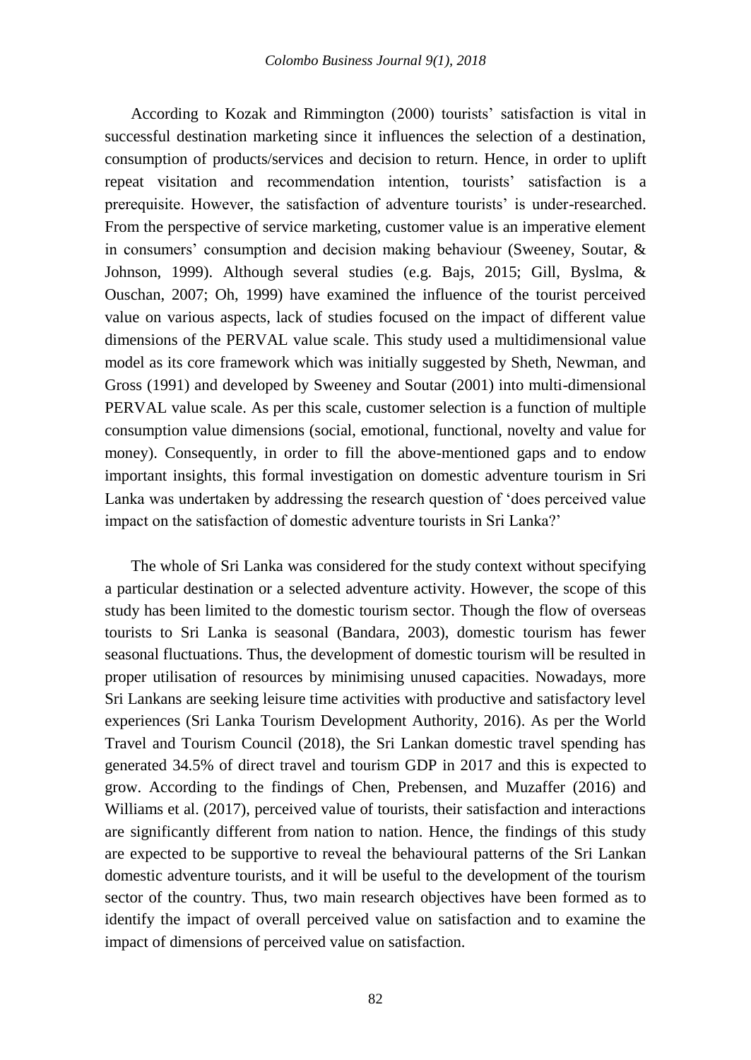According to Kozak and Rimmington (2000) tourists' satisfaction is vital in successful destination marketing since it influences the selection of a destination, consumption of products/services and decision to return. Hence, in order to uplift repeat visitation and recommendation intention, tourists' satisfaction is a prerequisite. However, the satisfaction of adventure tourists' is under-researched. From the perspective of service marketing, customer value is an imperative element in consumers' consumption and decision making behaviour (Sweeney, Soutar, & Johnson, 1999). Although several studies (e.g. Bajs, 2015; Gill, Byslma, & Ouschan, 2007; Oh, 1999) have examined the influence of the tourist perceived value on various aspects, lack of studies focused on the impact of different value dimensions of the PERVAL value scale. This study used a multidimensional value model as its core framework which was initially suggested by Sheth, Newman, and Gross (1991) and developed by Sweeney and Soutar (2001) into multi-dimensional PERVAL value scale. As per this scale, customer selection is a function of multiple consumption value dimensions (social, emotional, functional, novelty and value for money). Consequently, in order to fill the above-mentioned gaps and to endow important insights, this formal investigation on domestic adventure tourism in Sri Lanka was undertaken by addressing the research question of 'does perceived value impact on the satisfaction of domestic adventure tourists in Sri Lanka?'

The whole of Sri Lanka was considered for the study context without specifying a particular destination or a selected adventure activity. However, the scope of this study has been limited to the domestic tourism sector. Though the flow of overseas tourists to Sri Lanka is seasonal (Bandara, 2003), domestic tourism has fewer seasonal fluctuations. Thus, the development of domestic tourism will be resulted in proper utilisation of resources by minimising unused capacities. Nowadays, more Sri Lankans are seeking leisure time activities with productive and satisfactory level experiences (Sri Lanka Tourism Development Authority, 2016). As per the World Travel and Tourism Council (2018), the Sri Lankan domestic travel spending has generated 34.5% of direct travel and tourism GDP in 2017 and this is expected to grow. According to the findings of Chen, Prebensen, and Muzaffer (2016) and Williams et al. (2017), perceived value of tourists, their satisfaction and interactions are significantly different from nation to nation. Hence, the findings of this study are expected to be supportive to reveal the behavioural patterns of the Sri Lankan domestic adventure tourists, and it will be useful to the development of the tourism sector of the country. Thus, two main research objectives have been formed as to identify the impact of overall perceived value on satisfaction and to examine the impact of dimensions of perceived value on satisfaction.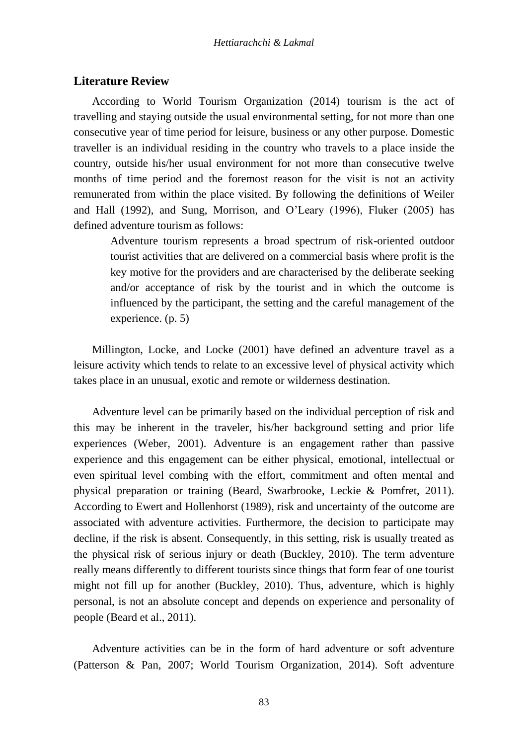## Literature Review

According to World Tourism Organization (2014) tourism is the act of travelling and staying outside the usual environmental setting, for not more than one consecutive year of time period for leisure, business or any other purpose. Domestic traveller is an individual residing in the country who travels to a place inside the country, outside his/her usual environment for not more than consecutive twelve months of time period and the foremost reason for the visit is not an activity remunerated from within the place visited. By following the definitions of Weiler and Hall (1992), and Sung, Morrison, and O'Leary (1996), Fluker (2005) has defined adventure tourism as follows:

> Adventure tourism represents a broad spectrum of risk-oriented outdoor tourist activities that are delivered on a commercial basis where profit is the key motive for the providers and are characterised by the deliberate seeking and/or acceptance of risk by the tourist and in which the outcome is influenced by the participant, the setting and the careful management of the experience. (p. 5)

Millington, Locke, and Locke (2001) have defined an adventure travel as a leisure activity which tends to relate to an excessive level of physical activity which takes place in an unusual, exotic and remote or wilderness destination.

Adventure level can be primarily based on the individual perception of risk and this may be inherent in the traveler, his/her background setting and prior life experiences (Weber, 2001). Adventure is an engagement rather than passive experience and this engagement can be either physical, emotional, intellectual or even spiritual level combing with the effort, commitment and often mental and physical preparation or training (Beard, Swarbrooke, Leckie & Pomfret, 2011). According to Ewert and Hollenhorst (1989), risk and uncertainty of the outcome are associated with adventure activities. Furthermore, the decision to participate may decline, if the risk is absent. Consequently, in this setting, risk is usually treated as the physical risk of serious injury or death (Buckley, 2010). The term adventure really means differently to different tourists since things that form fear of one tourist might not fill up for another (Buckley, 2010). Thus, adventure, which is highly personal, is not an absolute concept and depends on experience and personality of people (Beard et al., 2011).

Adventure activities can be in the form of hard adventure or soft adventure (Patterson & Pan, 2007; World Tourism Organization, 2014). Soft adventure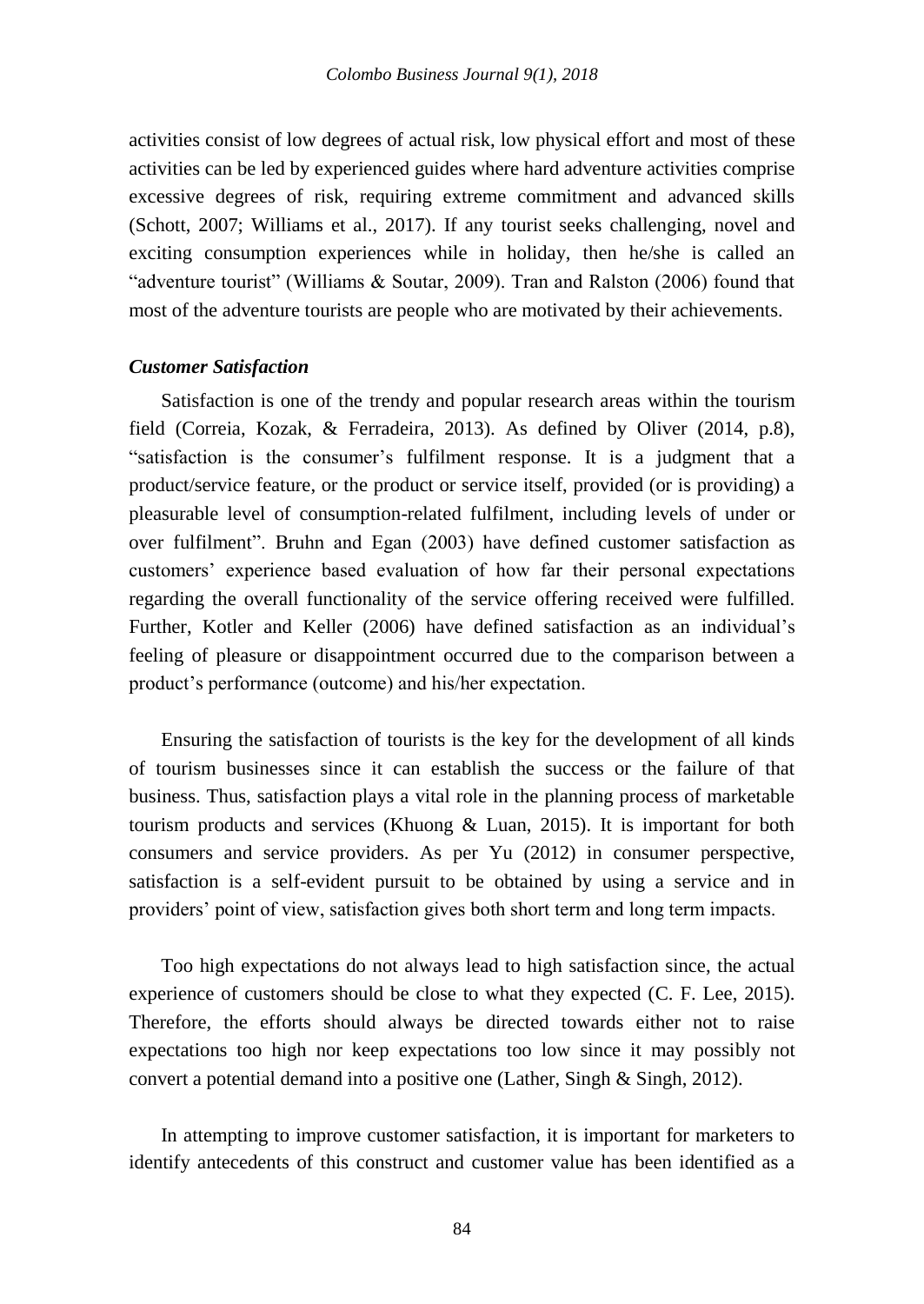activities consist of low degrees of actual risk, low physical effort and most of these activities can be led by experienced guides where hard adventure activities comprise excessive degrees of risk, requiring extreme commitment and advanced skills (Schott, 2007; Williams et al., 2017). If any tourist seeks challenging, novel and exciting consumption experiences while in holiday, then he/she is called an "adventure tourist" (Williams & Soutar, 2009). Tran and Ralston (2006) found that most of the adventure tourists are people who are motivated by their achievements.

### *Customer Satisfaction*

Satisfaction is one of the trendy and popular research areas within the tourism field (Correia, Kozak, & Ferradeira, 2013). As defined by Oliver (2014, p.8), "satisfaction is the consumer's fulfilment response. It is a judgment that a product/service feature, or the product or service itself, provided (or is providing) a pleasurable level of consumption-related fulfilment, including levels of under or over fulfilment". Bruhn and Egan (2003) have defined customer satisfaction as customers' experience based evaluation of how far their personal expectations regarding the overall functionality of the service offering received were fulfilled. Further, Kotler and Keller (2006) have defined satisfaction as an individual's feeling of pleasure or disappointment occurred due to the comparison between a product's performance (outcome) and his/her expectation.

Ensuring the satisfaction of tourists is the key for the development of all kinds of tourism businesses since it can establish the success or the failure of that business. Thus, satisfaction plays a vital role in the planning process of marketable tourism products and services (Khuong & Luan, 2015). It is important for both consumers and service providers. As per Yu (2012) in consumer perspective, satisfaction is a self-evident pursuit to be obtained by using a service and in providers' point of view, satisfaction gives both short term and long term impacts.

Too high expectations do not always lead to high satisfaction since, the actual experience of customers should be close to what they expected (C. F. Lee, 2015). Therefore, the efforts should always be directed towards either not to raise expectations too high nor keep expectations too low since it may possibly not convert a potential demand into a positive one (Lather, Singh & Singh, 2012).

In attempting to improve customer satisfaction, it is important for marketers to identify antecedents of this construct and customer value has been identified as a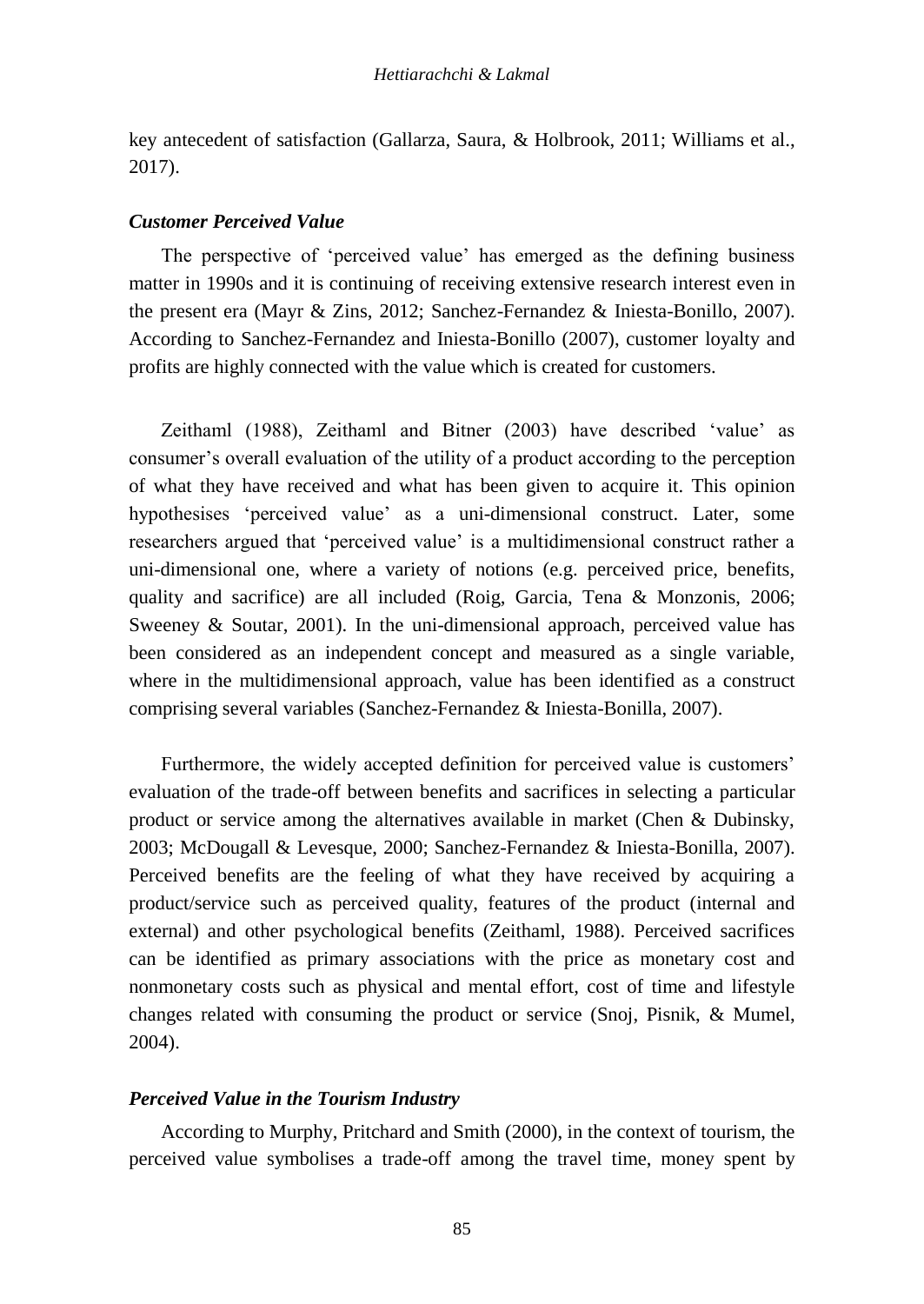key antecedent of satisfaction (Gallarza, Saura, & Holbrook, 2011; Williams et al., 2017).

### *Customer Perceived Value*

The perspective of 'perceived value' has emerged as the defining business matter in 1990s and it is continuing of receiving extensive research interest even in the present era (Mayr & Zins, 2012; Sanchez-Fernandez & Iniesta-Bonillo, 2007). According to Sanchez-Fernandez and Iniesta-Bonillo (2007), customer loyalty and profits are highly connected with the value which is created for customers.

Zeithaml (1988), Zeithaml and Bitner (2003) have described 'value' as consumer's overall evaluation of the utility of a product according to the perception of what they have received and what has been given to acquire it. This opinion hypothesises 'perceived value' as a uni-dimensional construct. Later, some researchers argued that 'perceived value' is a multidimensional construct rather a uni-dimensional one, where a variety of notions (e.g. perceived price, benefits, quality and sacrifice) are all included (Roig, Garcia, Tena & Monzonis, 2006; Sweeney & Soutar, 2001). In the uni-dimensional approach, perceived value has been considered as an independent concept and measured as a single variable, where in the multidimensional approach, value has been identified as a construct comprising several variables (Sanchez-Fernandez & Iniesta-Bonilla, 2007).

Furthermore, the widely accepted definition for perceived value is customers' evaluation of the trade-off between benefits and sacrifices in selecting a particular product or service among the alternatives available in market (Chen & Dubinsky, 2003; McDougall & Levesque, 2000; Sanchez-Fernandez & Iniesta-Bonilla, 2007). Perceived benefits are the feeling of what they have received by acquiring a product/service such as perceived quality, features of the product (internal and external) and other psychological benefits (Zeithaml, 1988). Perceived sacrifices can be identified as primary associations with the price as monetary cost and nonmonetary costs such as physical and mental effort, cost of time and lifestyle changes related with consuming the product or service (Snoj, Pisnik, & Mumel, 2004).

### *Perceived Value in the Tourism Industry*

According to Murphy, Pritchard and Smith (2000), in the context of tourism, the perceived value symbolises a trade-off among the travel time, money spent by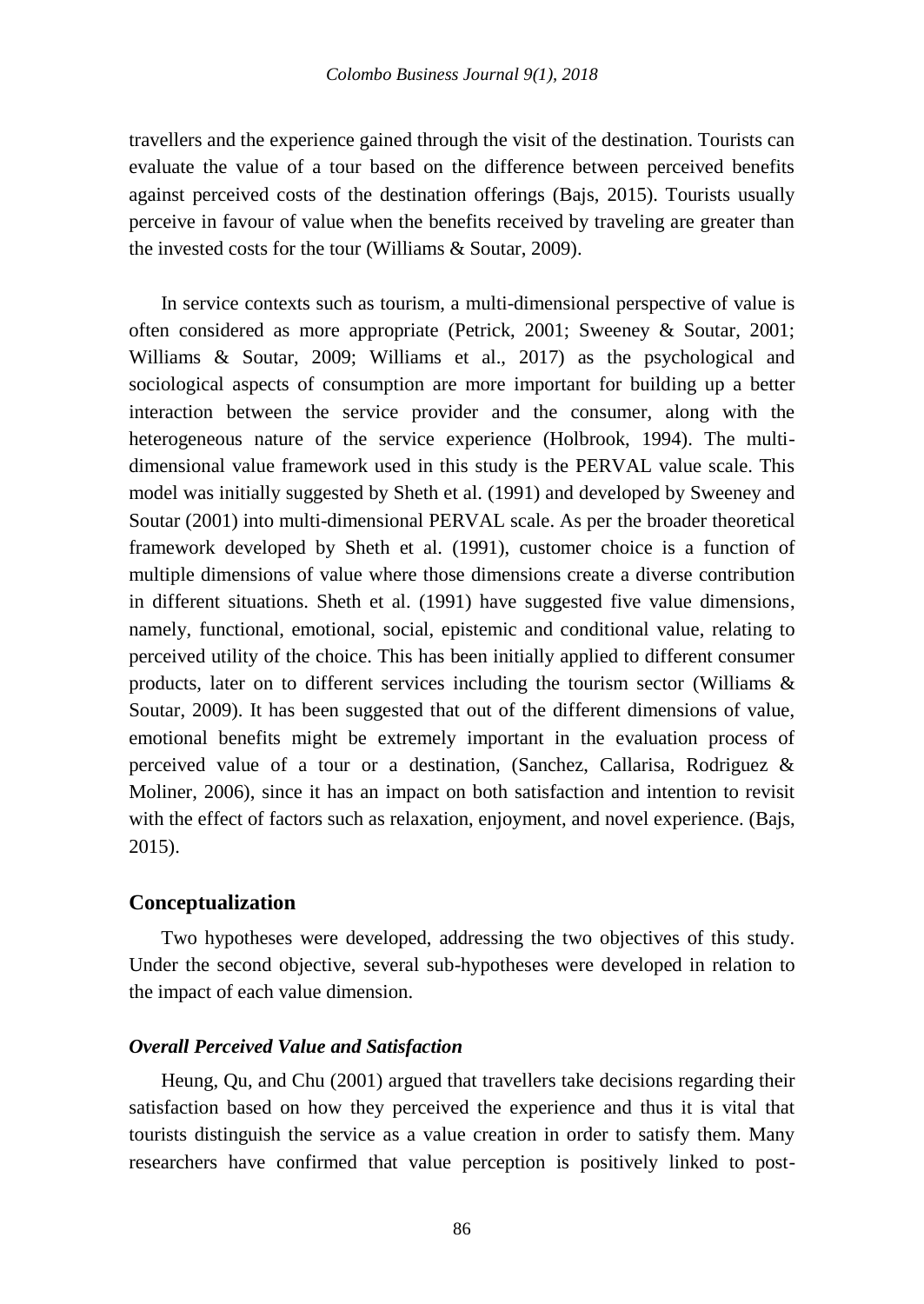travellers and the experience gained through the visit of the destination. Tourists can evaluate the value of a tour based on the difference between perceived benefits against perceived costs of the destination offerings (Bajs, 2015). Tourists usually perceive in favour of value when the benefits received by traveling are greater than the invested costs for the tour (Williams & Soutar, 2009).

In service contexts such as tourism, a multi-dimensional perspective of value is often considered as more appropriate (Petrick, 2001; Sweeney & Soutar, 2001; Williams & Soutar, 2009; Williams et al., 2017) as the psychological and sociological aspects of consumption are more important for building up a better interaction between the service provider and the consumer, along with the heterogeneous nature of the service experience (Holbrook, 1994). The multi-dimensional value framework used in this study is the PERVAL value scale. This model was initially suggested by Sheth et al. (1991) and developed by Sweeney and Soutar (2001) into multi-dimensional PERVAL scale. As per the broader theoretical framework developed by Sheth et al. (1991), customer choice is a function of multiple dimensions of value where those dimensions create a diverse contribution in different situations. Sheth et al. (1991) have suggested five value dimensions, namely, functional, emotional, social, epistemic and conditional value, relating to perceived utility of the choice. This has been initially applied to different consumer products, later on to different services including the tourism sector (Williams & Soutar, 2009). It has been suggested that out of the different dimensions of value, emotional benefits might be extremely important in the evaluation process of perceived value of a tour or a destination, (Sanchez, Callarisa, Rodriguez & Moliner, 2006), since it has an impact on both satisfaction and intention to revisit with the effect of factors such as relaxation, enjoyment, and novel experience. (Bajs, 2015).

## Conceptualization

Two hypotheses were developed, addressing the two objectives of this study. Under the second objective, several sub-hypotheses were developed in relation to the impact of each value dimension.

### *Overall Perceived Value and Satisfaction*

Heung, Qu, and Chu (2001) argued that travellers take decisions regarding their satisfaction based on how they perceived the experience and thus it is vital that tourists distinguish the service as a value creation in order to satisfy them. Many researchers have confirmed that value perception is positively linked to post-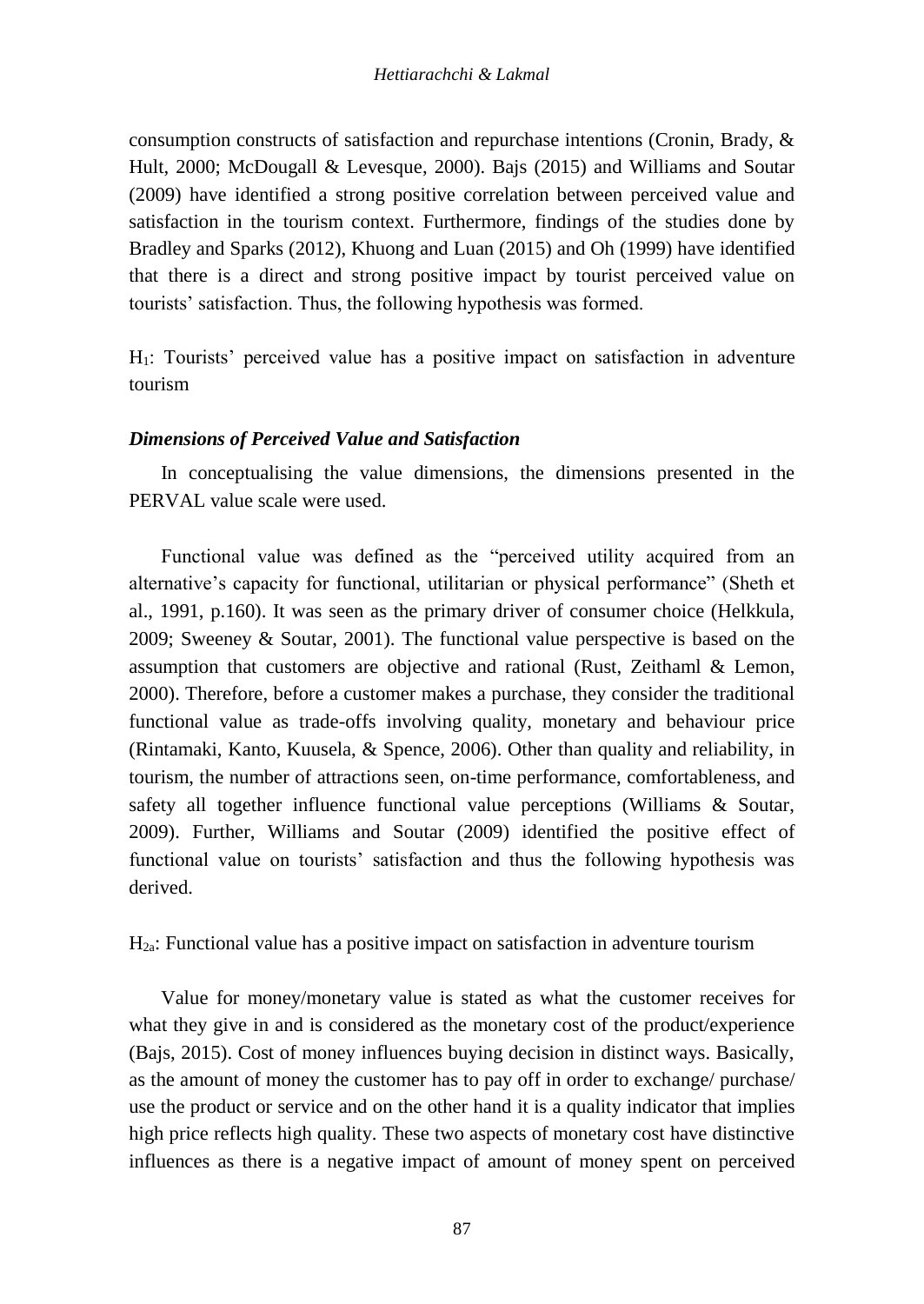consumption constructs of satisfaction and repurchase intentions (Cronin, Brady, & Hult, 2000; McDougall & Levesque, 2000). Bajs (2015) and Williams and Soutar (2009) have identified a strong positive correlation between perceived value and satisfaction in the tourism context. Furthermore, findings of the studies done by Bradley and Sparks (2012), Khuong and Luan (2015) and Oh (1999) have identified that there is a direct and strong positive impact by tourist perceived value on tourists' satisfaction. Thus, the following hypothesis was formed.

$H_1$: Tourists' perceived value has a positive impact on satisfaction in adventure tourism

### *Dimensions of Perceived Value and Satisfaction*

In conceptualising the value dimensions, the dimensions presented in the PERVAL value scale were used.

Functional value was defined as the "perceived utility acquired from an alternative's capacity for functional, utilitarian or physical performance" (Sheth et al., 1991, p.160). It was seen as the primary driver of consumer choice (Helkkula, 2009; Sweeney & Soutar, 2001). The functional value perspective is based on the assumption that customers are objective and rational (Rust, Zeithaml & Lemon, 2000). Therefore, before a customer makes a purchase, they consider the traditional functional value as trade-offs involving quality, monetary and behaviour price (Rintamaki, Kanto, Kuusela, & Spence, 2006). Other than quality and reliability, in tourism, the number of attractions seen, on-time performance, comfortableness, and safety all together influence functional value perceptions (Williams & Soutar, 2009). Further, Williams and Soutar (2009) identified the positive effect of functional value on tourists' satisfaction and thus the following hypothesis was derived.

$H_{2a}$: Functional value has a positive impact on satisfaction in adventure tourism

Value for money/monetary value is stated as what the customer receives for what they give in and is considered as the monetary cost of the product/experience (Bajs, 2015). Cost of money influences buying decision in distinct ways. Basically, as the amount of money the customer has to pay off in order to exchange/ purchase/ use the product or service and on the other hand it is a quality indicator that implies high price reflects high quality. These two aspects of monetary cost have distinctive influences as there is a negative impact of amount of money spent on perceived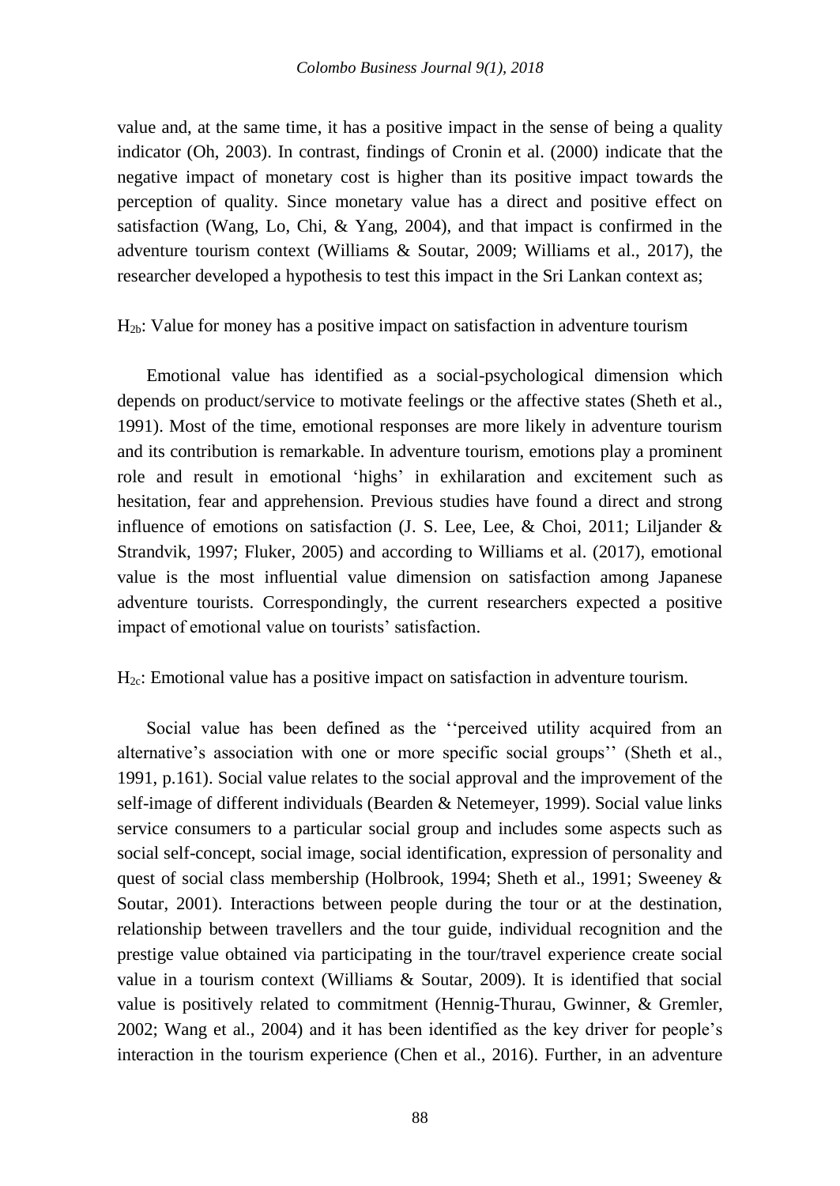value and, at the same time, it has a positive impact in the sense of being a quality indicator (Oh, 2003). In contrast, findings of Cronin et al. (2000) indicate that the negative impact of monetary cost is higher than its positive impact towards the perception of quality. Since monetary value has a direct and positive effect on satisfaction (Wang, Lo, Chi, & Yang, 2004), and that impact is confirmed in the adventure tourism context (Williams & Soutar, 2009; Williams et al., 2017), the researcher developed a hypothesis to test this impact in the Sri Lankan context as;

$H_{2b}$: Value for money has a positive impact on satisfaction in adventure tourism

Emotional value has identified as a social-psychological dimension which depends on product/service to motivate feelings or the affective states (Sheth et al., 1991). Most of the time, emotional responses are more likely in adventure tourism and its contribution is remarkable. In adventure tourism, emotions play a prominent role and result in emotional 'highs' in exhilaration and excitement such as hesitation, fear and apprehension. Previous studies have found a direct and strong influence of emotions on satisfaction (J. S. Lee, Lee, & Choi, 2011; Liljander & Strandvik, 1997; Fluker, 2005) and according to Williams et al. (2017), emotional value is the most influential value dimension on satisfaction among Japanese adventure tourists. Correspondingly, the current researchers expected a positive impact of emotional value on tourists' satisfaction.

$H_{2c}$: Emotional value has a positive impact on satisfaction in adventure tourism.

Social value has been defined as the ''perceived utility acquired from an alternative's association with one or more specific social groups'' (Sheth et al., 1991, p.161). Social value relates to the social approval and the improvement of the self-image of different individuals (Bearden & Netemeyer, 1999). Social value links service consumers to a particular social group and includes some aspects such as social self-concept, social image, social identification, expression of personality and quest of social class membership (Holbrook, 1994; Sheth et al., 1991; Sweeney & Soutar, 2001). Interactions between people during the tour or at the destination, relationship between travellers and the tour guide, individual recognition and the prestige value obtained via participating in the tour/travel experience create social value in a tourism context (Williams & Soutar, 2009). It is identified that social value is positively related to commitment (Hennig-Thurau, Gwinner, & Gremler, 2002; Wang et al., 2004) and it has been identified as the key driver for people's interaction in the tourism experience (Chen et al., 2016). Further, in an adventure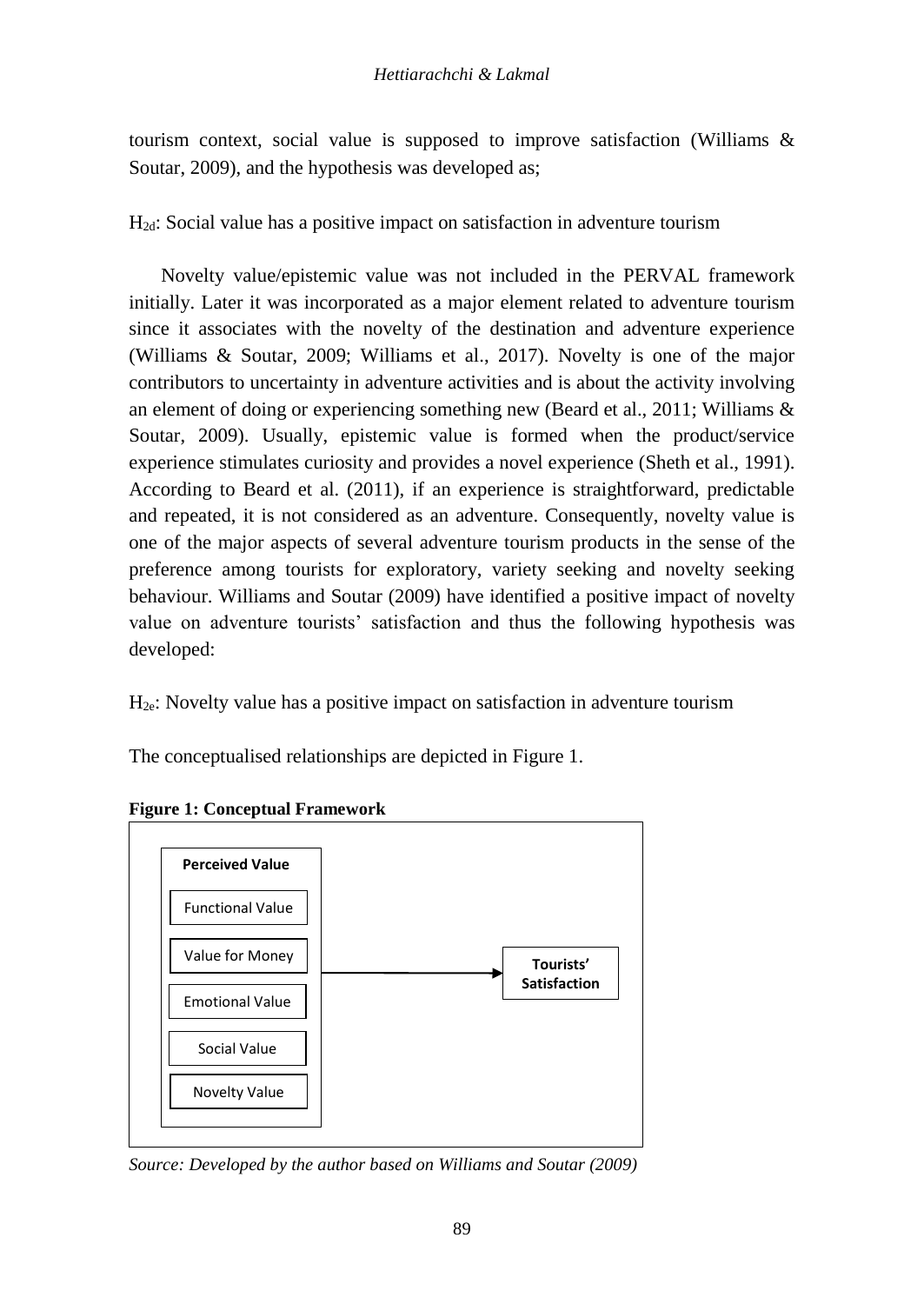tourism context, social value is supposed to improve satisfaction (Williams & Soutar, 2009), and the hypothesis was developed as;

$H_{2d}$: Social value has a positive impact on satisfaction in adventure tourism

Novelty value/epistemic value was not included in the PERVAL framework initially. Later it was incorporated as a major element related to adventure tourism since it associates with the novelty of the destination and adventure experience (Williams & Soutar, 2009; Williams et al., 2017). Novelty is one of the major contributors to uncertainty in adventure activities and is about the activity involving an element of doing or experiencing something new (Beard et al., 2011; Williams & Soutar, 2009). Usually, epistemic value is formed when the product/service experience stimulates curiosity and provides a novel experience (Sheth et al., 1991). According to Beard et al. (2011), if an experience is straightforward, predictable and repeated, it is not considered as an adventure. Consequently, novelty value is one of the major aspects of several adventure tourism products in the sense of the preference among tourists for exploratory, variety seeking and novelty seeking behaviour. Williams and Soutar (2009) have identified a positive impact of novelty value on adventure tourists' satisfaction and thus the following hypothesis was developed:

$H_{2e}$: Novelty value has a positive impact on satisfaction in adventure tourism

The conceptualised relationships are depicted in Figure 1.

**Figure 1: Conceptual Framework**

**Perceived Value**

- Functional Value
- Value for Money
- Emotional Value
- Social Value
- Novelty Value

→ **Tourists' Satisfaction**

*Source: Developed by the author based on Williams and Soutar (2009)*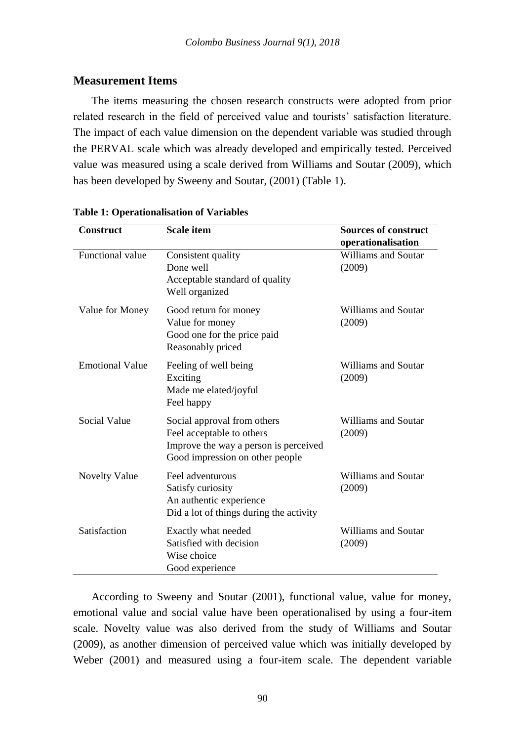## Measurement Items

The items measuring the chosen research constructs were adopted from prior related research in the field of perceived value and tourists' satisfaction literature. The impact of each value dimension on the dependent variable was studied through the PERVAL scale which was already developed and empirically tested. Perceived value was measured using a scale derived from Williams and Soutar (2009), which has been developed by Sweeny and Soutar, (2001) (Table 1).

**Table 1: Operationalisation of Variables**

| Construct | Scale item | Sources of construct operationalisation |
|---|---|---|
| Functional value | Consistent quality<br>Done well<br>Acceptable standard of quality<br>Well organized | Williams and Soutar (2009) |
| Value for Money | Good return for money<br>Value for money<br>Good one for the price paid<br>Reasonably priced | Williams and Soutar (2009) |
| Emotional Value | Feeling of well being<br>Exciting<br>Made me elated/joyful<br>Feel happy | Williams and Soutar (2009) |
| Social Value | Social approval from others<br>Feel acceptable to others<br>Improve the way a person is perceived<br>Good impression on other people | Williams and Soutar (2009) |
| Novelty Value | Feel adventurous<br>Satisfy curiosity<br>An authentic experience<br>Did a lot of things during the activity | Williams and Soutar (2009) |
| Satisfaction | Exactly what needed<br>Satisfied with decision<br>Wise choice<br>Good experience | Williams and Soutar (2009) |

According to Sweeny and Soutar (2001), functional value, value for money, emotional value and social value have been operationalised by using a four-item scale. Novelty value was also derived from the study of Williams and Soutar (2009), as another dimension of perceived value which was initially developed by Weber (2001) and measured using a four-item scale. The dependent variable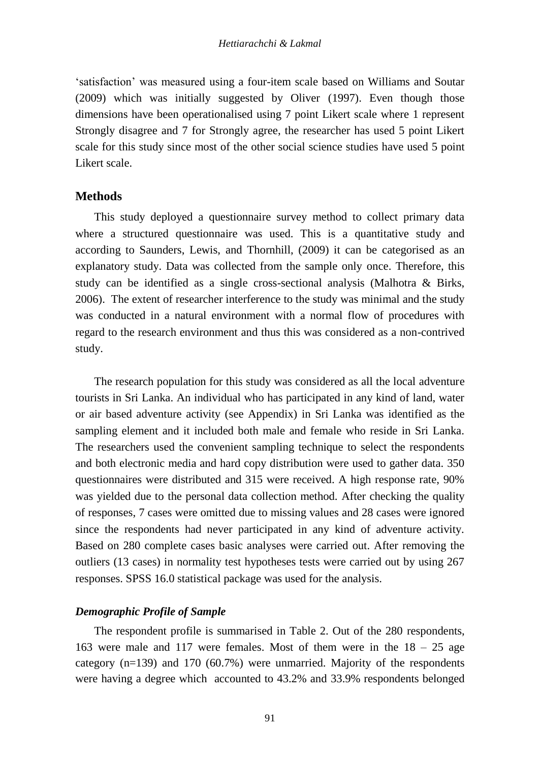'satisfaction' was measured using a four-item scale based on Williams and Soutar (2009) which was initially suggested by Oliver (1997). Even though those dimensions have been operationalised using 7 point Likert scale where 1 represent Strongly disagree and 7 for Strongly agree, the researcher has used 5 point Likert scale for this study since most of the other social science studies have used 5 point Likert scale.

## Methods

This study deployed a questionnaire survey method to collect primary data where a structured questionnaire was used. This is a quantitative study and according to Saunders, Lewis, and Thornhill, (2009) it can be categorised as an explanatory study. Data was collected from the sample only once. Therefore, this study can be identified as a single cross-sectional analysis (Malhotra & Birks, 2006). The extent of researcher interference to the study was minimal and the study was conducted in a natural environment with a normal flow of procedures with regard to the research environment and thus this was considered as a non-contrived study.

The research population for this study was considered as all the local adventure tourists in Sri Lanka. An individual who has participated in any kind of land, water or air based adventure activity (see Appendix) in Sri Lanka was identified as the sampling element and it included both male and female who reside in Sri Lanka. The researchers used the convenient sampling technique to select the respondents and both electronic media and hard copy distribution were used to gather data. 350 questionnaires were distributed and 315 were received. A high response rate, 90% was yielded due to the personal data collection method. After checking the quality of responses, 7 cases were omitted due to missing values and 28 cases were ignored since the respondents had never participated in any kind of adventure activity. Based on 280 complete cases basic analyses were carried out. After removing the outliers (13 cases) in normality test hypotheses tests were carried out by using 267 responses. SPSS 16.0 statistical package was used for the analysis.

### *Demographic Profile of Sample*

The respondent profile is summarised in Table 2. Out of the 280 respondents, 163 were male and 117 were females. Most of them were in the 18 – 25 age category (n=139) and 170 (60.7%) were unmarried. Majority of the respondents were having a degree which accounted to 43.2% and 33.9% respondents belonged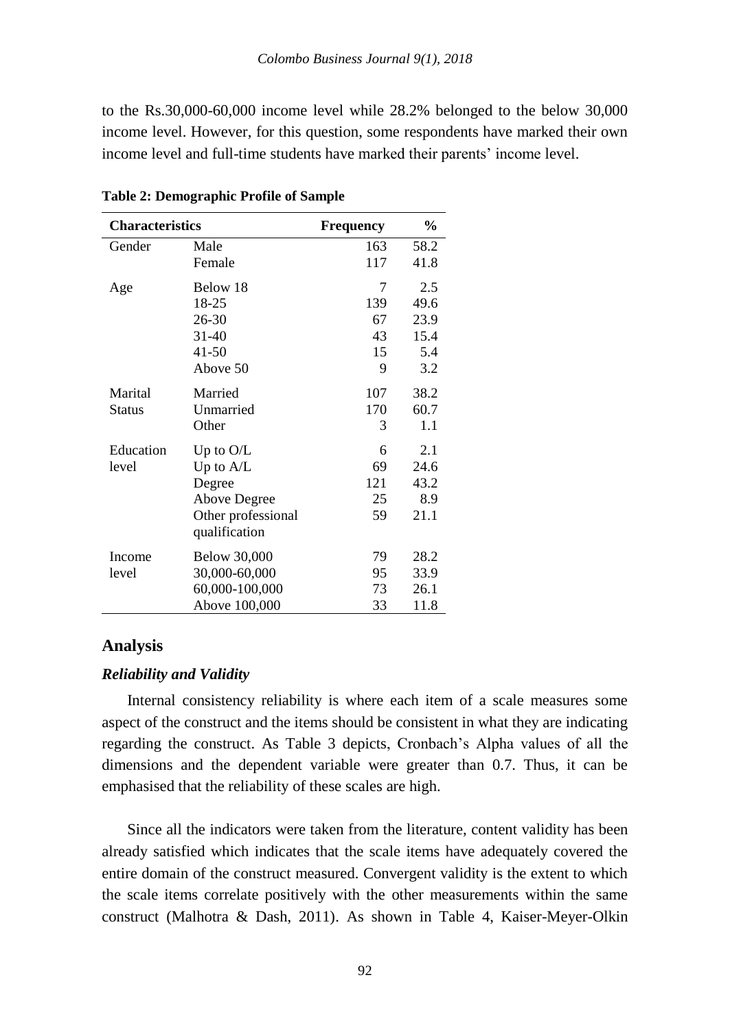to the Rs.30,000-60,000 income level while 28.2% belonged to the below 30,000 income level. However, for this question, some respondents have marked their own income level and full-time students have marked their parents' income level.

**Table 2: Demographic Profile of Sample**

| Characteristics | | Frequency | % |
|---|---|---|---|
| Gender | Male | 163 | 58.2 |
| | Female | 117 | 41.8 |
| Age | Below 18 | 7 | 2.5 |
| | 18-25 | 139 | 49.6 |
| | 26-30 | 67 | 23.9 |
| | 31-40 | 43 | 15.4 |
| | 41-50 | 15 | 5.4 |
| | Above 50 | 9 | 3.2 |
| Marital Status | Married | 107 | 38.2 |
| | Unmarried | 170 | 60.7 |
| | Other | 3 | 1.1 |
| Education level | Up to O/L | 6 | 2.1 |
| | Up to A/L | 69 | 24.6 |
| | Degree | 121 | 43.2 |
| | Above Degree | 25 | 8.9 |
| | Other professional qualification | 59 | 21.1 |
| Income level | Below 30,000 | 79 | 28.2 |
| | 30,000-60,000 | 95 | 33.9 |
| | 60,000-100,000 | 73 | 26.1 |
| | Above 100,000 | 33 | 11.8 |

## Analysis

### *Reliability and Validity*

Internal consistency reliability is where each item of a scale measures some aspect of the construct and the items should be consistent in what they are indicating regarding the construct. As Table 3 depicts, Cronbach's Alpha values of all the dimensions and the dependent variable were greater than 0.7. Thus, it can be emphasised that the reliability of these scales are high.

Since all the indicators were taken from the literature, content validity has been already satisfied which indicates that the scale items have adequately covered the entire domain of the construct measured. Convergent validity is the extent to which the scale items correlate positively with the other measurements within the same construct (Malhotra & Dash, 2011). As shown in Table 4, Kaiser-Meyer-Olkin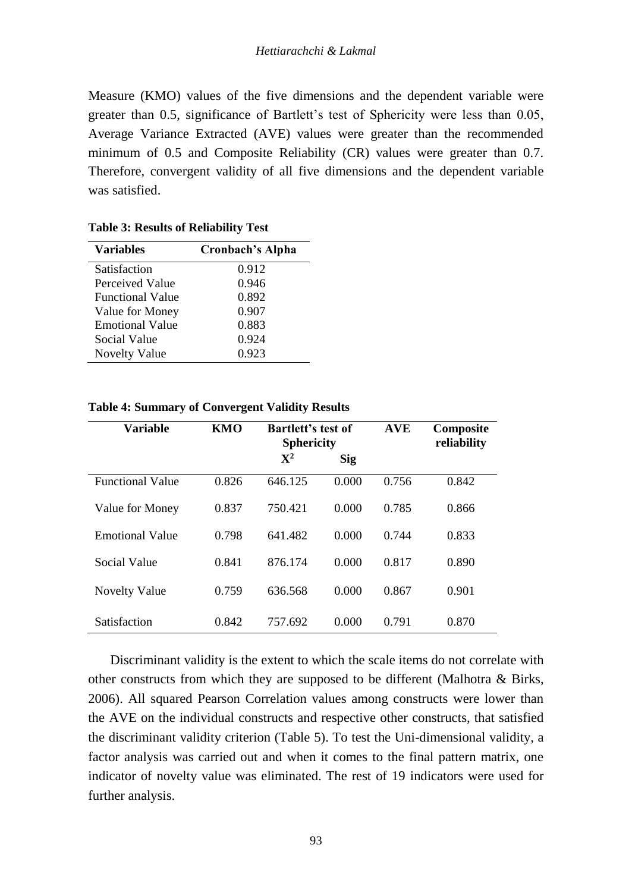Measure (KMO) values of the five dimensions and the dependent variable were greater than 0.5, significance of Bartlett's test of Sphericity were less than 0.05, Average Variance Extracted (AVE) values were greater than the recommended minimum of 0.5 and Composite Reliability (CR) values were greater than 0.7. Therefore, convergent validity of all five dimensions and the dependent variable was satisfied.

**Table 3: Results of Reliability Test**

| Variables | Cronbach's Alpha |
|---|---|
| Satisfaction | 0.912 |
| Perceived Value | 0.946 |
| Functional Value | 0.892 |
| Value for Money | 0.907 |
| Emotional Value | 0.883 |
| Social Value | 0.924 |
| Novelty Value | 0.923 |

**Table 4: Summary of Convergent Validity Results**

| Variable | KMO | Bartlett's test of Sphericity | | AVE | Composite reliability |
|---|---|---|---|---|---|
| | | $X^2$ | Sig | | |
| Functional Value | 0.826 | 646.125 | 0.000 | 0.756 | 0.842 |
| Value for Money | 0.837 | 750.421 | 0.000 | 0.785 | 0.866 |
| Emotional Value | 0.798 | 641.482 | 0.000 | 0.744 | 0.833 |
| Social Value | 0.841 | 876.174 | 0.000 | 0.817 | 0.890 |
| Novelty Value | 0.759 | 636.568 | 0.000 | 0.867 | 0.901 |
| Satisfaction | 0.842 | 757.692 | 0.000 | 0.791 | 0.870 |

Discriminant validity is the extent to which the scale items do not correlate with other constructs from which they are supposed to be different (Malhotra & Birks, 2006). All squared Pearson Correlation values among constructs were lower than the AVE on the individual constructs and respective other constructs, that satisfied the discriminant validity criterion (Table 5). To test the Uni-dimensional validity, a factor analysis was carried out and when it comes to the final pattern matrix, one indicator of novelty value was eliminated. The rest of 19 indicators were used for further analysis.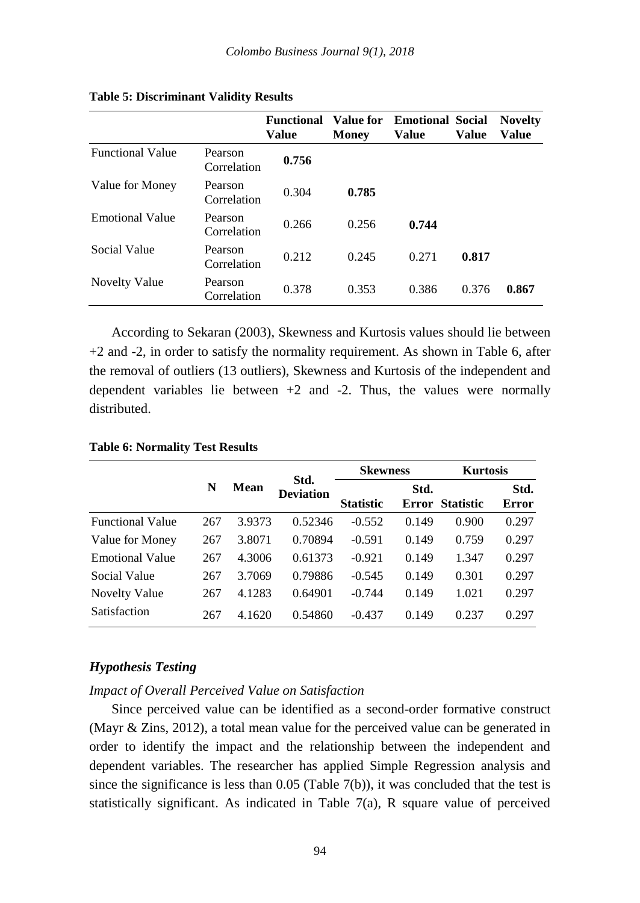**Table 5: Discriminant Validity Results**

| | | Functional Value | Value for Money | Emotional Value | Social Value | Novelty Value |
|---|---|---|---|---|---|---|
| Functional Value | Pearson Correlation | **0.756** | | | | |
| Value for Money | Pearson Correlation | 0.304 | **0.785** | | | |
| Emotional Value | Pearson Correlation | 0.266 | 0.256 | **0.744** | | |
| Social Value | Pearson Correlation | 0.212 | 0.245 | 0.271 | **0.817** | |
| Novelty Value | Pearson Correlation | 0.378 | 0.353 | 0.386 | 0.376 | **0.867** |

According to Sekaran (2003), Skewness and Kurtosis values should lie between +2 and -2, in order to satisfy the normality requirement. As shown in Table 6, after the removal of outliers (13 outliers), Skewness and Kurtosis of the independent and dependent variables lie between +2 and -2. Thus, the values were normally distributed.

**Table 6: Normality Test Results**

| | N | Mean | Std. Deviation | Skewness | | Kurtosis | |
|---|---|---|---|---|---|---|---|
| | | | | Statistic | Std. Error | Statistic | Std. Error |
| Functional Value | 267 | 3.9373 | 0.52346 | -0.552 | 0.149 | 0.900 | 0.297 |
| Value for Money | 267 | 3.8071 | 0.70894 | -0.591 | 0.149 | 0.759 | 0.297 |
| Emotional Value | 267 | 4.3006 | 0.61373 | -0.921 | 0.149 | 1.347 | 0.297 |
| Social Value | 267 | 3.7069 | 0.79886 | -0.545 | 0.149 | 0.301 | 0.297 |
| Novelty Value | 267 | 4.1283 | 0.64901 | -0.744 | 0.149 | 1.021 | 0.297 |
| Satisfaction | 267 | 4.1620 | 0.54860 | -0.437 | 0.149 | 0.237 | 0.297 |

### *Hypothesis Testing*

#### *Impact of Overall Perceived Value on Satisfaction*

Since perceived value can be identified as a second-order formative construct (Mayr & Zins, 2012), a total mean value for the perceived value can be generated in order to identify the impact and the relationship between the independent and dependent variables. The researcher has applied Simple Regression analysis and since the significance is less than 0.05 (Table 7(b)), it was concluded that the test is statistically significant. As indicated in Table 7(a), R square value of perceived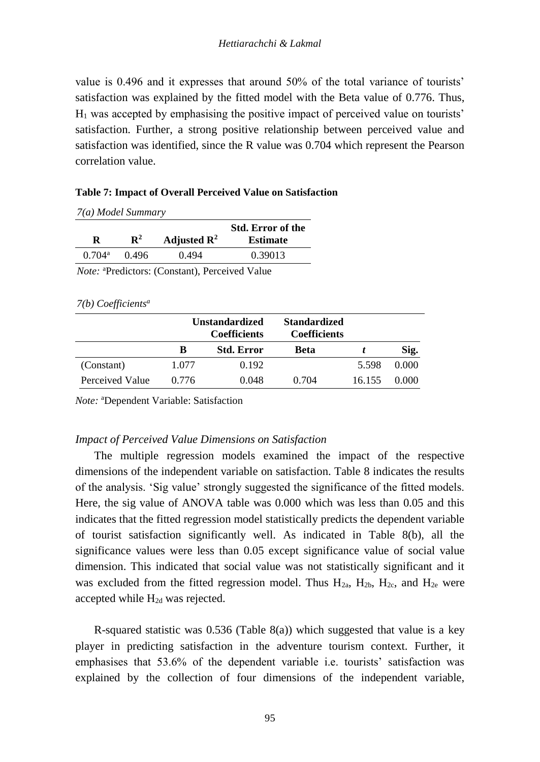value is 0.496 and it expresses that around 50% of the total variance of tourists' satisfaction was explained by the fitted model with the Beta value of 0.776. Thus, $H_1$ was accepted by emphasising the positive impact of perceived value on tourists' satisfaction. Further, a strong positive relationship between perceived value and satisfaction was identified, since the R value was 0.704 which represent the Pearson correlation value.

**Table 7: Impact of Overall Perceived Value on Satisfaction**

*7(a) Model Summary*

| R | $R^2$ | Adjusted $R^2$ | Std. Error of the Estimate |
|---|---|---|---|
| 0.704[a] | 0.496 | 0.494 | 0.39013 |

*Note:* [a]Predictors: (Constant), Perceived Value

*7(b) Coefficients[a]*

| | Unstandardized Coefficients | | Standardized Coefficients | | |
|---|---|---|---|---|---|
| | B | Std. Error | Beta | *t* | Sig. |
| (Constant) | 1.077 | 0.192 | | 5.598 | 0.000 |
| Perceived Value | 0.776 | 0.048 | 0.704 | 16.155 | 0.000 |

*Note:* [a]Dependent Variable: Satisfaction

*Impact of Perceived Value Dimensions on Satisfaction*

The multiple regression models examined the impact of the respective dimensions of the independent variable on satisfaction. Table 8 indicates the results of the analysis. 'Sig value' strongly suggested the significance of the fitted models. Here, the sig value of ANOVA table was 0.000 which was less than 0.05 and this indicates that the fitted regression model statistically predicts the dependent variable of tourist satisfaction significantly well. As indicated in Table 8(b), all the significance values were less than 0.05 except significance value of social value dimension. This indicated that social value was not statistically significant and it was excluded from the fitted regression model. Thus $H_{2a}$, $H_{2b}$, $H_{2c}$, and $H_{2e}$ were accepted while $H_{2d}$ was rejected.

R-squared statistic was 0.536 (Table 8(a)) which suggested that value is a key player in predicting satisfaction in the adventure tourism context. Further, it emphasises that 53.6% of the dependent variable i.e. tourists' satisfaction was explained by the collection of four dimensions of the independent variable,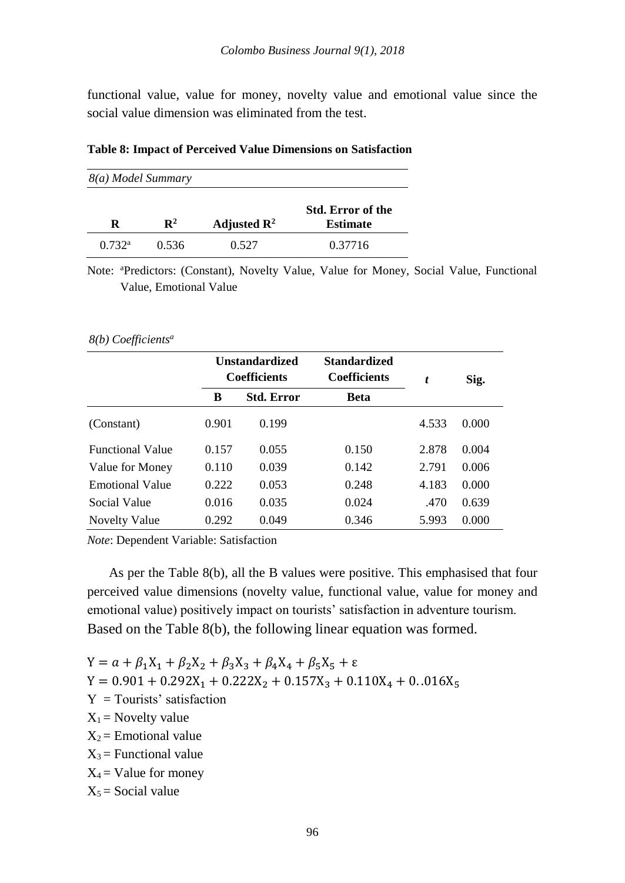functional value, value for money, novelty value and emotional value since the social value dimension was eliminated from the test.

**Table 8: Impact of Perceived Value Dimensions on Satisfaction**

*8(a) Model Summary*

| R | $R^2$ | Adjusted $R^2$ | Std. Error of the Estimate |
|---|---|---|---|
| 0.732[a] | 0.536 | 0.527 | 0.37716 |

Note: [a]Predictors: (Constant), Novelty Value, Value for Money, Social Value, Functional Value, Emotional Value

*8(b) Coefficients[a]*

| | Unstandardized Coefficients | | Standardized Coefficients | *t* | Sig. |
|---|---|---|---|---|---|
| | B | Std. Error | Beta | | |
| (Constant) | 0.901 | 0.199 | | 4.533 | 0.000 |
| Functional Value | 0.157 | 0.055 | 0.150 | 2.878 | 0.004 |
| Value for Money | 0.110 | 0.039 | 0.142 | 2.791 | 0.006 |
| Emotional Value | 0.222 | 0.053 | 0.248 | 4.183 | 0.000 |
| Social Value | 0.016 | 0.035 | 0.024 | .470 | 0.639 |
| Novelty Value | 0.292 | 0.049 | 0.346 | 5.993 | 0.000 |

*Note*: Dependent Variable: Satisfaction

As per the Table 8(b), all the B values were positive. This emphasised that four perceived value dimensions (novelty value, functional value, value for money and emotional value) positively impact on tourists' satisfaction in adventure tourism. Based on the Table 8(b), the following linear equation was formed.

$$Y = a + \beta_1 X_1 + \beta_2 X_2 + \beta_3 X_3 + \beta_4 X_4 + \beta_5 X_5 + \varepsilon$$

$$Y = 0.901 + 0.292X_1 + 0.222X_2 + 0.157X_3 + 0.110X_4 + 0..016X_5$$

$Y$ = Tourists' satisfaction

$X_1$ = Novelty value

$X_2$ = Emotional value

$X_3$ = Functional value

$X_4$ = Value for money

$X_5$ = Social value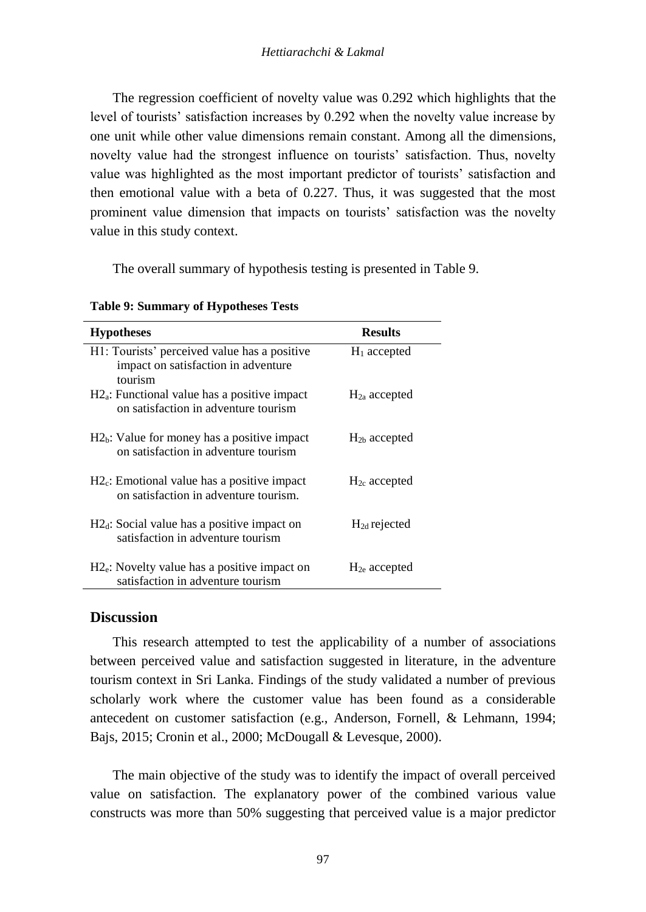The regression coefficient of novelty value was 0.292 which highlights that the level of tourists' satisfaction increases by 0.292 when the novelty value increase by one unit while other value dimensions remain constant. Among all the dimensions, novelty value had the strongest influence on tourists' satisfaction. Thus, novelty value was highlighted as the most important predictor of tourists' satisfaction and then emotional value with a beta of 0.227. Thus, it was suggested that the most prominent value dimension that impacts on tourists' satisfaction was the novelty value in this study context.

The overall summary of hypothesis testing is presented in Table 9.

**Table 9: Summary of Hypotheses Tests**

| Hypotheses | Results |
|---|---|
| H1: Tourists' perceived value has a positive impact on satisfaction in adventure tourism | $H_1$ accepted |
| $H2_a$: Functional value has a positive impact on satisfaction in adventure tourism | $H_{2a}$ accepted |
| $H2_b$: Value for money has a positive impact on satisfaction in adventure tourism | $H_{2b}$ accepted |
| $H2_c$: Emotional value has a positive impact on satisfaction in adventure tourism. | $H_{2c}$ accepted |
| $H2_d$: Social value has a positive impact on satisfaction in adventure tourism | $H_{2d}$ rejected |
| $H2_e$: Novelty value has a positive impact on satisfaction in adventure tourism | $H_{2e}$ accepted |

## Discussion

This research attempted to test the applicability of a number of associations between perceived value and satisfaction suggested in literature, in the adventure tourism context in Sri Lanka. Findings of the study validated a number of previous scholarly work where the customer value has been found as a considerable antecedent on customer satisfaction (e.g., Anderson, Fornell, & Lehmann, 1994; Bajs, 2015; Cronin et al., 2000; McDougall & Levesque, 2000).

The main objective of the study was to identify the impact of overall perceived value on satisfaction. The explanatory power of the combined various value constructs was more than 50% suggesting that perceived value is a major predictor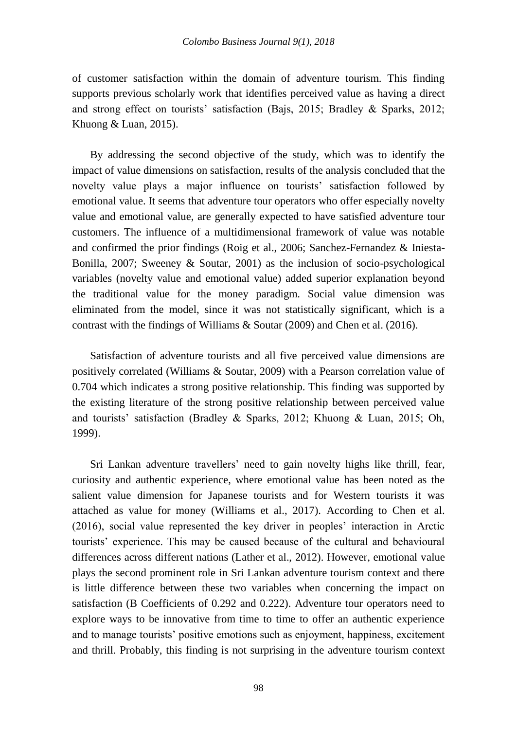of customer satisfaction within the domain of adventure tourism. This finding supports previous scholarly work that identifies perceived value as having a direct and strong effect on tourists' satisfaction (Bajs, 2015; Bradley & Sparks, 2012; Khuong & Luan, 2015).

By addressing the second objective of the study, which was to identify the impact of value dimensions on satisfaction, results of the analysis concluded that the novelty value plays a major influence on tourists' satisfaction followed by emotional value. It seems that adventure tour operators who offer especially novelty value and emotional value, are generally expected to have satisfied adventure tour customers. The influence of a multidimensional framework of value was notable and confirmed the prior findings (Roig et al., 2006; Sanchez-Fernandez & Iniesta-Bonilla, 2007; Sweeney & Soutar, 2001) as the inclusion of socio-psychological variables (novelty value and emotional value) added superior explanation beyond the traditional value for the money paradigm. Social value dimension was eliminated from the model, since it was not statistically significant, which is a contrast with the findings of Williams & Soutar (2009) and Chen et al. (2016).

Satisfaction of adventure tourists and all five perceived value dimensions are positively correlated (Williams & Soutar, 2009) with a Pearson correlation value of 0.704 which indicates a strong positive relationship. This finding was supported by the existing literature of the strong positive relationship between perceived value and tourists' satisfaction (Bradley & Sparks, 2012; Khuong & Luan, 2015; Oh, 1999).

Sri Lankan adventure travellers' need to gain novelty highs like thrill, fear, curiosity and authentic experience, where emotional value has been noted as the salient value dimension for Japanese tourists and for Western tourists it was attached as value for money (Williams et al., 2017). According to Chen et al. (2016), social value represented the key driver in peoples' interaction in Arctic tourists' experience. This may be caused because of the cultural and behavioural differences across different nations (Lather et al., 2012). However, emotional value plays the second prominent role in Sri Lankan adventure tourism context and there is little difference between these two variables when concerning the impact on satisfaction (B Coefficients of 0.292 and 0.222). Adventure tour operators need to explore ways to be innovative from time to time to offer an authentic experience and to manage tourists' positive emotions such as enjoyment, happiness, excitement and thrill. Probably, this finding is not surprising in the adventure tourism context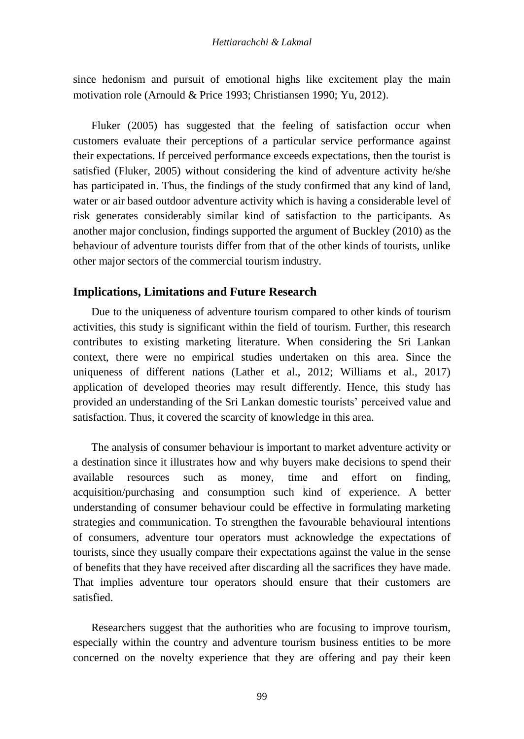since hedonism and pursuit of emotional highs like excitement play the main motivation role (Arnould & Price 1993; Christiansen 1990; Yu, 2012).

Fluker (2005) has suggested that the feeling of satisfaction occur when customers evaluate their perceptions of a particular service performance against their expectations. If perceived performance exceeds expectations, then the tourist is satisfied (Fluker, 2005) without considering the kind of adventure activity he/she has participated in. Thus, the findings of the study confirmed that any kind of land, water or air based outdoor adventure activity which is having a considerable level of risk generates considerably similar kind of satisfaction to the participants. As another major conclusion, findings supported the argument of Buckley (2010) as the behaviour of adventure tourists differ from that of the other kinds of tourists, unlike other major sectors of the commercial tourism industry.

## Implications, Limitations and Future Research

Due to the uniqueness of adventure tourism compared to other kinds of tourism activities, this study is significant within the field of tourism. Further, this research contributes to existing marketing literature. When considering the Sri Lankan context, there were no empirical studies undertaken on this area. Since the uniqueness of different nations (Lather et al., 2012; Williams et al., 2017) application of developed theories may result differently. Hence, this study has provided an understanding of the Sri Lankan domestic tourists' perceived value and satisfaction. Thus, it covered the scarcity of knowledge in this area.

The analysis of consumer behaviour is important to market adventure activity or a destination since it illustrates how and why buyers make decisions to spend their available resources such as money, time and effort on finding, acquisition/purchasing and consumption such kind of experience. A better understanding of consumer behaviour could be effective in formulating marketing strategies and communication. To strengthen the favourable behavioural intentions of consumers, adventure tour operators must acknowledge the expectations of tourists, since they usually compare their expectations against the value in the sense of benefits that they have received after discarding all the sacrifices they have made. That implies adventure tour operators should ensure that their customers are satisfied.

Researchers suggest that the authorities who are focusing to improve tourism, especially within the country and adventure tourism business entities to be more concerned on the novelty experience that they are offering and pay their keen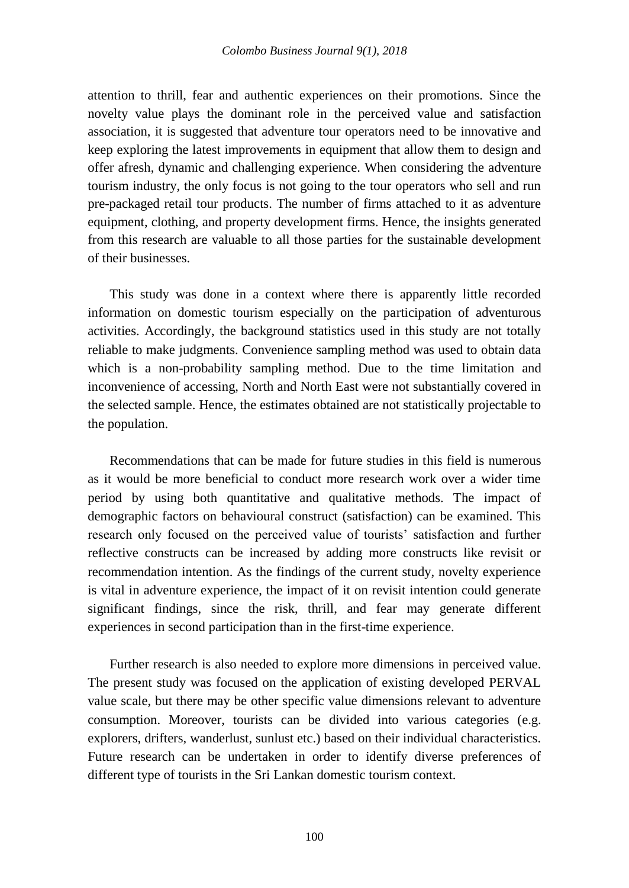attention to thrill, fear and authentic experiences on their promotions. Since the novelty value plays the dominant role in the perceived value and satisfaction association, it is suggested that adventure tour operators need to be innovative and keep exploring the latest improvements in equipment that allow them to design and offer afresh, dynamic and challenging experience. When considering the adventure tourism industry, the only focus is not going to the tour operators who sell and run pre-packaged retail tour products. The number of firms attached to it as adventure equipment, clothing, and property development firms. Hence, the insights generated from this research are valuable to all those parties for the sustainable development of their businesses.

This study was done in a context where there is apparently little recorded information on domestic tourism especially on the participation of adventurous activities. Accordingly, the background statistics used in this study are not totally reliable to make judgments. Convenience sampling method was used to obtain data which is a non-probability sampling method. Due to the time limitation and inconvenience of accessing, North and North East were not substantially covered in the selected sample. Hence, the estimates obtained are not statistically projectable to the population.

Recommendations that can be made for future studies in this field is numerous as it would be more beneficial to conduct more research work over a wider time period by using both quantitative and qualitative methods. The impact of demographic factors on behavioural construct (satisfaction) can be examined. This research only focused on the perceived value of tourists' satisfaction and further reflective constructs can be increased by adding more constructs like revisit or recommendation intention. As the findings of the current study, novelty experience is vital in adventure experience, the impact of it on revisit intention could generate significant findings, since the risk, thrill, and fear may generate different experiences in second participation than in the first-time experience.

Further research is also needed to explore more dimensions in perceived value. The present study was focused on the application of existing developed PERVAL value scale, but there may be other specific value dimensions relevant to adventure consumption. Moreover, tourists can be divided into various categories (e.g. explorers, drifters, wanderlust, sunlust etc.) based on their individual characteristics. Future research can be undertaken in order to identify diverse preferences of different type of tourists in the Sri Lankan domestic tourism context.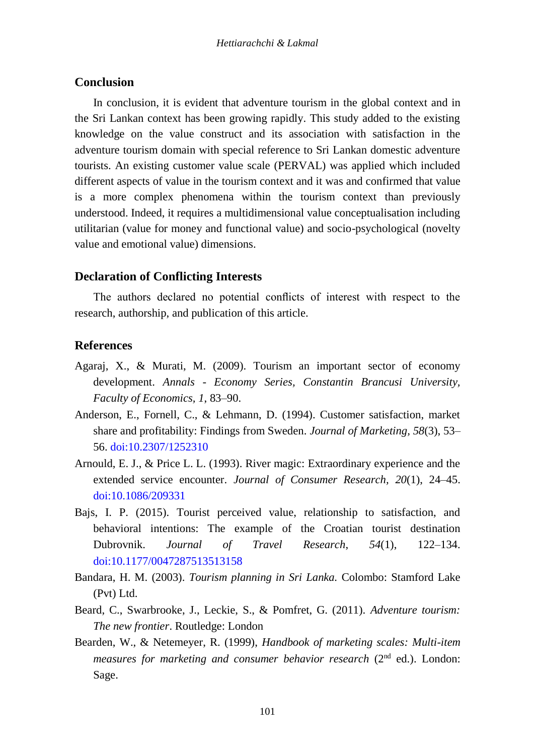## Conclusion

In conclusion, it is evident that adventure tourism in the global context and in the Sri Lankan context has been growing rapidly. This study added to the existing knowledge on the value construct and its association with satisfaction in the adventure tourism domain with special reference to Sri Lankan domestic adventure tourists. An existing customer value scale (PERVAL) was applied which included different aspects of value in the tourism context and it was and confirmed that value is a more complex phenomena within the tourism context than previously understood. Indeed, it requires a multidimensional value conceptualisation including utilitarian (value for money and functional value) and socio-psychological (novelty value and emotional value) dimensions.

## Declaration of Conflicting Interests

The authors declared no potential conflicts of interest with respect to the research, authorship, and publication of this article.

## References

Agaraj, X., & Murati, M. (2009). Tourism an important sector of economy development. *Annals - Economy Series, Constantin Brancusi University, Faculty of Economics, 1*, 83–90.

Anderson, E., Fornell, C., & Lehmann, D. (1994). Customer satisfaction, market share and profitability: Findings from Sweden. *Journal of Marketing, 58*(3), 53–56. doi:10.2307/1252310

Arnould, E. J., & Price L. L. (1993). River magic: Extraordinary experience and the extended service encounter. *Journal of Consumer Research, 20*(1), 24–45. doi:10.1086/209331

Bajs, I. P. (2015). Tourist perceived value, relationship to satisfaction, and behavioral intentions: The example of the Croatian tourist destination Dubrovnik. *Journal of Travel Research*, *54*(1), 122–134. doi:10.1177/0047287513513158

Bandara, H. M. (2003). *Tourism planning in Sri Lanka*. Colombo: Stamford Lake (Pvt) Ltd.

Beard, C., Swarbrooke, J., Leckie, S., & Pomfret, G. (2011). *Adventure tourism: The new frontier*. Routledge: London

Bearden, W., & Netemeyer, R. (1999), *Handbook of marketing scales: Multi-item measures for marketing and consumer behavior research* (2nd ed.). London: Sage.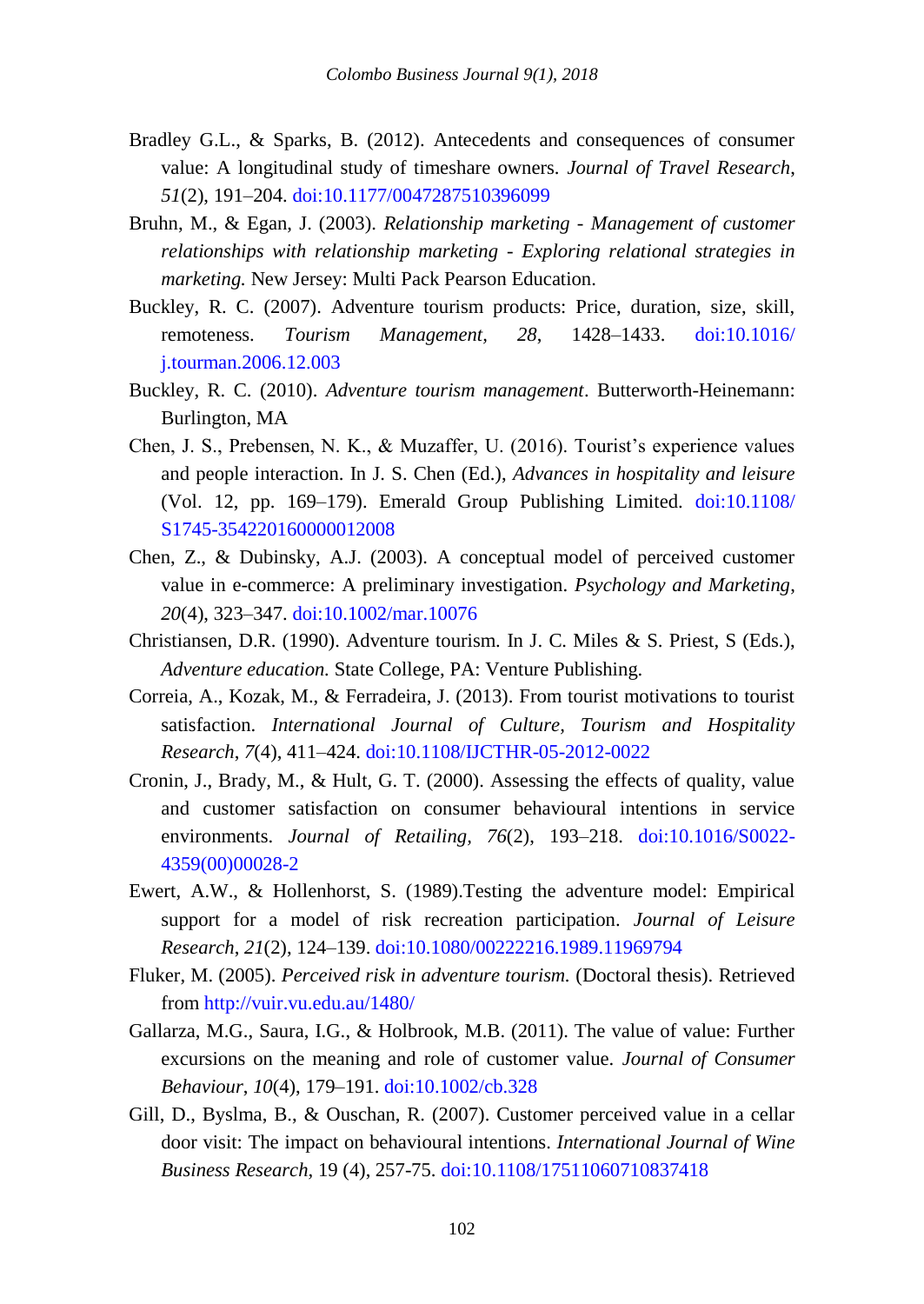Bradley G.L., & Sparks, B. (2012). Antecedents and consequences of consumer value: A longitudinal study of timeshare owners. *Journal of Travel Research*, *51*(2), 191–204. doi:10.1177/0047287510396099

Bruhn, M., & Egan, J. (2003). *Relationship marketing - Management of customer relationships with relationship marketing - Exploring relational strategies in marketing.* New Jersey: Multi Pack Pearson Education.

Buckley, R. C. (2007). Adventure tourism products: Price, duration, size, skill, remoteness. *Tourism Management*, *28*, 1428–1433. doi:10.1016/j.tourman.2006.12.003

Buckley, R. C. (2010). *Adventure tourism management*. Butterworth-Heinemann: Burlington, MA

Chen, J. S., Prebensen, N. K., & Muzaffer, U. (2016). Tourist's experience values and people interaction. In J. S. Chen (Ed.), *Advances in hospitality and leisure* (Vol. 12, pp. 169–179). Emerald Group Publishing Limited. doi:10.1108/S1745-354220160000012008

Chen, Z., & Dubinsky, A.J. (2003). A conceptual model of perceived customer value in e-commerce: A preliminary investigation. *Psychology and Marketing*, *20*(4), 323–347. doi:10.1002/mar.10076

Christiansen, D.R. (1990). Adventure tourism. In J. C. Miles & S. Priest, S (Eds.), *Adventure education.* State College, PA: Venture Publishing.

Correia, A., Kozak, M., & Ferradeira, J. (2013). From tourist motivations to tourist satisfaction. *International Journal of Culture, Tourism and Hospitality Research*, *7*(4), 411–424. doi:10.1108/IJCTHR-05-2012-0022

Cronin, J., Brady, M., & Hult, G. T. (2000). Assessing the effects of quality, value and customer satisfaction on consumer behavioural intentions in service environments. *Journal of Retailing*, *76*(2), 193–218. doi:10.1016/S0022-4359(00)00028-2

Ewert, A.W., & Hollenhorst, S. (1989).Testing the adventure model: Empirical support for a model of risk recreation participation. *Journal of Leisure Research*, *21*(2), 124–139. doi:10.1080/00222216.1989.11969794

Fluker, M. (2005). *Perceived risk in adventure tourism.* (Doctoral thesis). Retrieved from http://vuir.vu.edu.au/1480/

Gallarza, M.G., Saura, I.G., & Holbrook, M.B. (2011). The value of value: Further excursions on the meaning and role of customer value. *Journal of Consumer Behaviour*, *10*(4), 179–191. doi:10.1002/cb.328

Gill, D., Byslma, B., & Ouschan, R. (2007). Customer perceived value in a cellar door visit: The impact on behavioural intentions. *International Journal of Wine Business Research,* 19 (4), 257-75. doi:10.1108/17511060710837418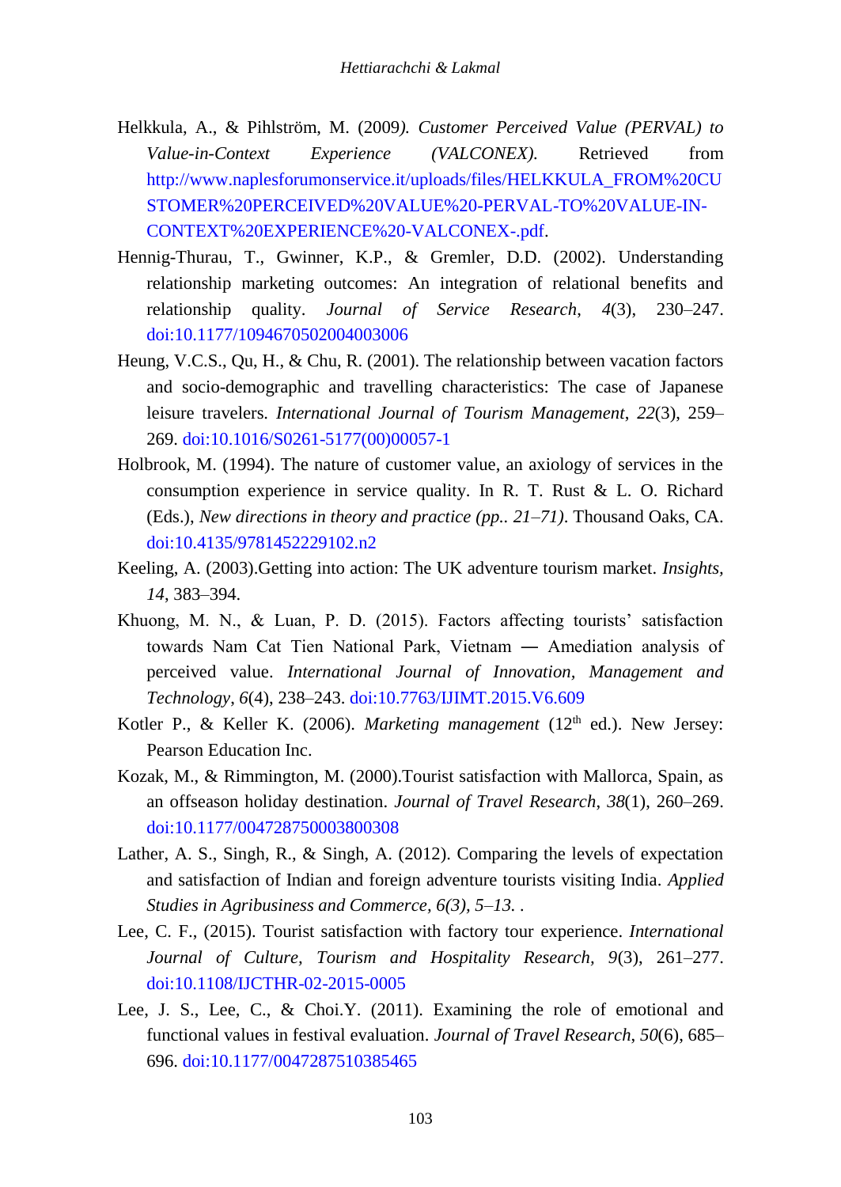Helkkula, A., & Pihlström, M. (2009). *Customer Perceived Value (PERVAL) to Value-in-Context Experience (VALCONEX).* Retrieved from http://www.naplesforumonservice.it/uploads/files/HELKKULA_FROM%20CUSTOMER%20PERCEIVED%20VALUE%20-PERVAL-TO%20VALUE-IN-CONTEXT%20EXPERIENCE%20-VALCONEX-.pdf.

Hennig-Thurau, T., Gwinner, K.P., & Gremler, D.D. (2002). Understanding relationship marketing outcomes: An integration of relational benefits and relationship quality. *Journal of Service Research*, *4*(3), 230–247. doi:10.1177/1094670502004003006

Heung, V.C.S., Qu, H., & Chu, R. (2001). The relationship between vacation factors and socio-demographic and travelling characteristics: The case of Japanese leisure travelers. *International Journal of Tourism Management*, *22*(3), 259–269. doi:10.1016/S0261-5177(00)00057-1

Holbrook, M. (1994). The nature of customer value, an axiology of services in the consumption experience in service quality. In R. T. Rust & L. O. Richard (Eds.), *New directions in theory and practice (pp.. 21–71)*. Thousand Oaks, CA. doi:10.4135/9781452229102.n2

Keeling, A. (2003).Getting into action: The UK adventure tourism market. *Insights, 14*, 383–394.

Khuong, M. N., & Luan, P. D. (2015). Factors affecting tourists' satisfaction towards Nam Cat Tien National Park, Vietnam — Amediation analysis of perceived value. *International Journal of Innovation, Management and Technology*, *6*(4), 238–243. doi:10.7763/IJIMT.2015.V6.609

Kotler P., & Keller K. (2006). *Marketing management* (12th ed.). New Jersey: Pearson Education Inc.

Kozak, M., & Rimmington, M. (2000).Tourist satisfaction with Mallorca, Spain, as an offseason holiday destination. *Journal of Travel Research*, *38*(1), 260–269. doi:10.1177/004728750003800308

Lather, A. S., Singh, R., & Singh, A. (2012). Comparing the levels of expectation and satisfaction of Indian and foreign adventure tourists visiting India. *Applied Studies in Agribusiness and Commerce, 6(3), 5–13.* .

Lee, C. F., (2015). Tourist satisfaction with factory tour experience. *International Journal of Culture, Tourism and Hospitality Research*, *9*(3), 261–277. doi:10.1108/IJCTHR-02-2015-0005

Lee, J. S., Lee, C., & Choi.Y. (2011). Examining the role of emotional and functional values in festival evaluation. *Journal of Travel Research*, *50*(6), 685–696. doi:10.1177/0047287510385465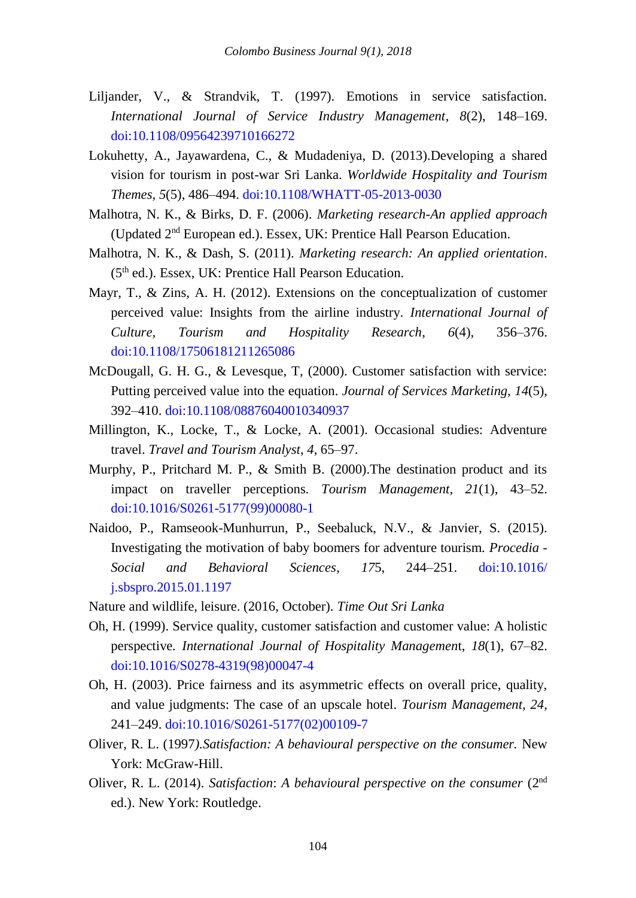Liljander, V., & Strandvik, T. (1997). Emotions in service satisfaction. *International Journal of Service Industry Management*, *8*(2), 148–169. doi:10.1108/09564239710166272

Lokuhetty, A., Jayawardena, C., & Mudadeniya, D. (2013).Developing a shared vision for tourism in post-war Sri Lanka. *Worldwide Hospitality and Tourism Themes*, *5*(5), 486–494. doi:10.1108/WHATT-05-2013-0030

Malhotra, N. K., & Birks, D. F. (2006). *Marketing research-An applied approach* (Updated 2nd European ed.). Essex, UK: Prentice Hall Pearson Education.

Malhotra, N. K., & Dash, S. (2011). *Marketing research: An applied orientation*. (5th ed.). Essex, UK: Prentice Hall Pearson Education.

Mayr, T., & Zins, A. H. (2012). Extensions on the conceptualization of customer perceived value: Insights from the airline industry. *International Journal of Culture, Tourism and Hospitality Research*, *6*(4), 356–376. doi:10.1108/17506181211265086

McDougall, G. H. G., & Levesque, T, (2000). Customer satisfaction with service: Putting perceived value into the equation. *Journal of Services Marketing*, *14*(5), 392–410. doi:10.1108/08876040010340937

Millington, K., Locke, T., & Locke, A. (2001). Occasional studies: Adventure travel. *Travel and Tourism Analyst*, *4*, 65–97.

Murphy, P., Pritchard M. P., & Smith B. (2000).The destination product and its impact on traveller perceptions. *Tourism Management*, *21*(1), 43–52. doi:10.1016/S0261-5177(99)00080-1

Naidoo, P., Ramseook-Munhurrun, P., Seebaluck, N.V., & Janvier, S. (2015). Investigating the motivation of baby boomers for adventure tourism. *Procedia - Social and Behavioral Sciences*, *17*5, 244–251. doi:10.1016/j.sbspro.2015.01.1197

Nature and wildlife, leisure. (2016, October). *Time Out Sri Lanka*

Oh, H. (1999). Service quality, customer satisfaction and customer value: A holistic perspective. *International Journal of Hospitality Managemen*t, *18*(1), 67–82. doi:10.1016/S0278-4319(98)00047-4

Oh, H. (2003). Price fairness and its asymmetric effects on overall price, quality, and value judgments: The case of an upscale hotel. *Tourism Management, 24*, 241–249. doi:10.1016/S0261-5177(02)00109-7

Oliver, R. L. (1997*).Satisfaction: A behavioural perspective on the consumer.* New York: McGraw-Hill.

Oliver, R. L. (2014). *Satisfaction*: *A behavioural perspective on the consumer* (2nd ed.). New York: Routledge.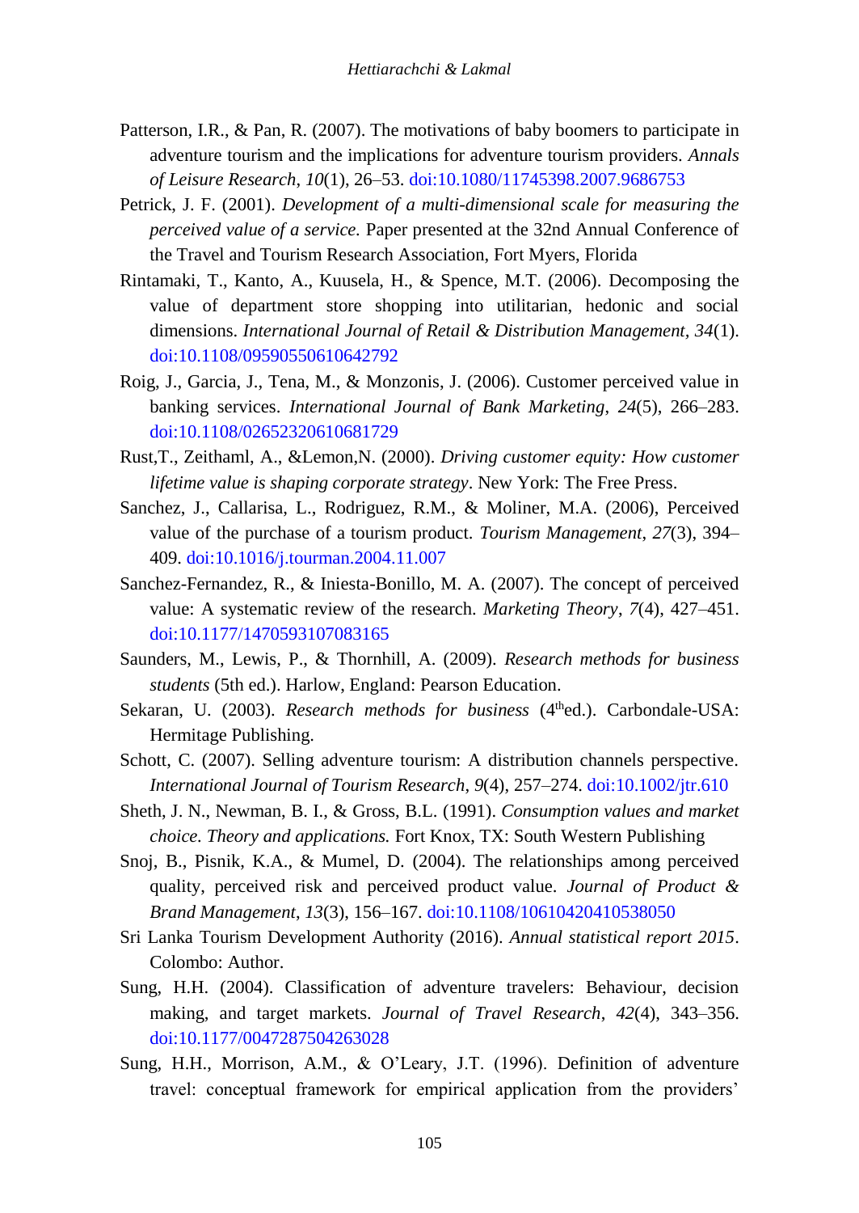Patterson, I.R., & Pan, R. (2007). The motivations of baby boomers to participate in adventure tourism and the implications for adventure tourism providers. *Annals of Leisure Research*, *10*(1), 26–53. doi:10.1080/11745398.2007.9686753

Petrick, J. F. (2001). *Development of a multi-dimensional scale for measuring the perceived value of a service.* Paper presented at the 32nd Annual Conference of the Travel and Tourism Research Association, Fort Myers, Florida

Rintamaki, T., Kanto, A., Kuusela, H., & Spence, M.T. (2006). Decomposing the value of department store shopping into utilitarian, hedonic and social dimensions. *International Journal of Retail & Distribution Management*, *34*(1). doi:10.1108/09590550610642792

Roig, J., Garcia, J., Tena, M., & Monzonis, J. (2006). Customer perceived value in banking services. *International Journal of Bank Marketing*, *24*(5), 266–283. doi:10.1108/02652320610681729

Rust,T., Zeithaml, A., &Lemon,N. (2000). *Driving customer equity: How customer lifetime value is shaping corporate strategy*. New York: The Free Press.

Sanchez, J., Callarisa, L., Rodriguez, R.M., & Moliner, M.A. (2006), Perceived value of the purchase of a tourism product. *Tourism Management*, *27*(3), 394–409. doi:10.1016/j.tourman.2004.11.007

Sanchez-Fernandez, R., & Iniesta-Bonillo, M. A. (2007). The concept of perceived value: A systematic review of the research. *Marketing Theory*, *7*(4), 427–451. doi:10.1177/1470593107083165

Saunders, M., Lewis, P., & Thornhill, A. (2009). *Research methods for business students* (5th ed.). Harlow, England: Pearson Education.

Sekaran, U. (2003). *Research methods for business* (4thed.). Carbondale-USA: Hermitage Publishing.

Schott, C. (2007). Selling adventure tourism: A distribution channels perspective. *International Journal of Tourism Research*, *9*(4), 257–274. doi:10.1002/jtr.610

Sheth, J. N., Newman, B. I., & Gross, B.L. (1991). *Consumption values and market choice. Theory and applications.* Fort Knox, TX: South Western Publishing

Snoj, B., Pisnik, K.A., & Mumel, D. (2004). The relationships among perceived quality, perceived risk and perceived product value. *Journal of Product & Brand Management*, *13*(3), 156–167. doi:10.1108/10610420410538050

Sri Lanka Tourism Development Authority (2016). *Annual statistical report 2015*. Colombo: Author.

Sung, H.H. (2004). Classification of adventure travelers: Behaviour, decision making, and target markets. *Journal of Travel Research*, *42*(4), 343–356. doi:10.1177/0047287504263028

Sung, H.H., Morrison, A.M., & O'Leary, J.T. (1996). Definition of adventure travel: conceptual framework for empirical application from the providers'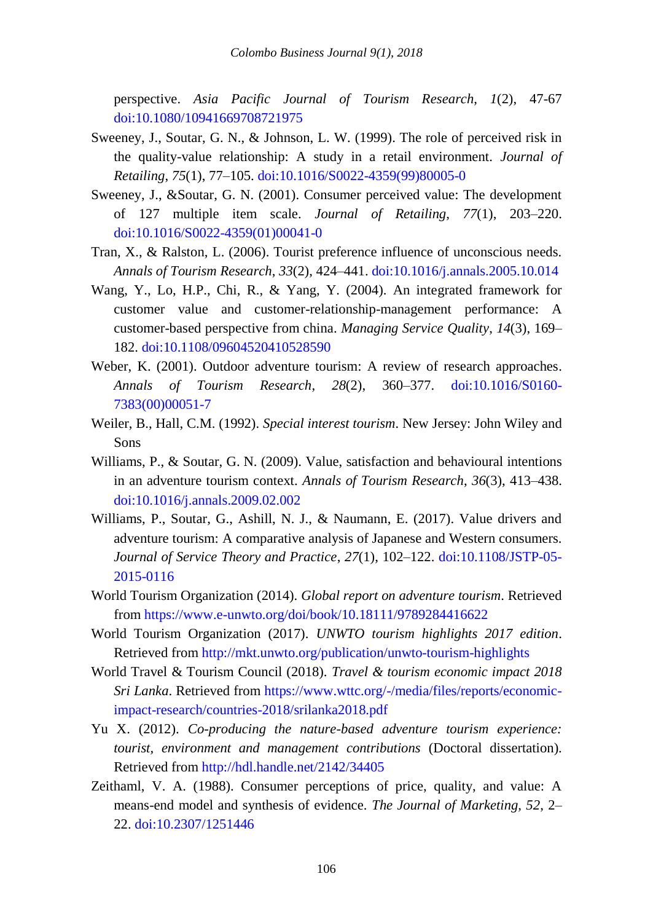perspective. *Asia Pacific Journal of Tourism Research*, *1*(2), 47-67 doi:10.1080/10941669708721975

Sweeney, J., Soutar, G. N., & Johnson, L. W. (1999). The role of perceived risk in the quality-value relationship: A study in a retail environment. *Journal of Retailing*, *75*(1), 77–105. doi:10.1016/S0022-4359(99)80005-0

Sweeney, J., &Soutar, G. N. (2001). Consumer perceived value: The development of 127 multiple item scale. *Journal of Retailing*, *77*(1), 203–220. doi:10.1016/S0022-4359(01)00041-0

Tran, X., & Ralston, L. (2006). Tourist preference influence of unconscious needs. *Annals of Tourism Research*, *33*(2), 424–441. doi:10.1016/j.annals.2005.10.014

Wang, Y., Lo, H.P., Chi, R., & Yang, Y. (2004). An integrated framework for customer value and customer-relationship-management performance: A customer-based perspective from china. *Managing Service Quality*, *14*(3), 169–182. doi:10.1108/09604520410528590

Weber, K. (2001). Outdoor adventure tourism: A review of research approaches. *Annals of Tourism Research*, *28*(2), 360–377. doi:10.1016/S0160-7383(00)00051-7

Weiler, B., Hall, C.M. (1992). *Special interest tourism*. New Jersey: John Wiley and Sons

Williams, P., & Soutar, G. N. (2009). Value, satisfaction and behavioural intentions in an adventure tourism context. *Annals of Tourism Research*, *36*(3), 413–438. doi:10.1016/j.annals.2009.02.002

Williams, P., Soutar, G., Ashill, N. J., & Naumann, E. (2017). Value drivers and adventure tourism: A comparative analysis of Japanese and Western consumers. *Journal of Service Theory and Practice*, *27*(1), 102–122. doi:10.1108/JSTP-05-2015-0116

World Tourism Organization (2014). *Global report on adventure tourism*. Retrieved from https://www.e-unwto.org/doi/book/10.18111/9789284416622

World Tourism Organization (2017). *UNWTO tourism highlights 2017 edition*. Retrieved from http://mkt.unwto.org/publication/unwto-tourism-highlights

World Travel & Tourism Council (2018). *Travel & tourism economic impact 2018 Sri Lanka*. Retrieved from https://www.wttc.org/-/media/files/reports/economic-impact-research/countries-2018/srilanka2018.pdf

Yu X. (2012). *Co-producing the nature-based adventure tourism experience: tourist, environment and management contributions* (Doctoral dissertation). Retrieved from http://hdl.handle.net/2142/34405

Zeithaml, V. A. (1988). Consumer perceptions of price, quality, and value: A means-end model and synthesis of evidence. *The Journal of Marketing*, *52*, 2–22. doi:10.2307/1251446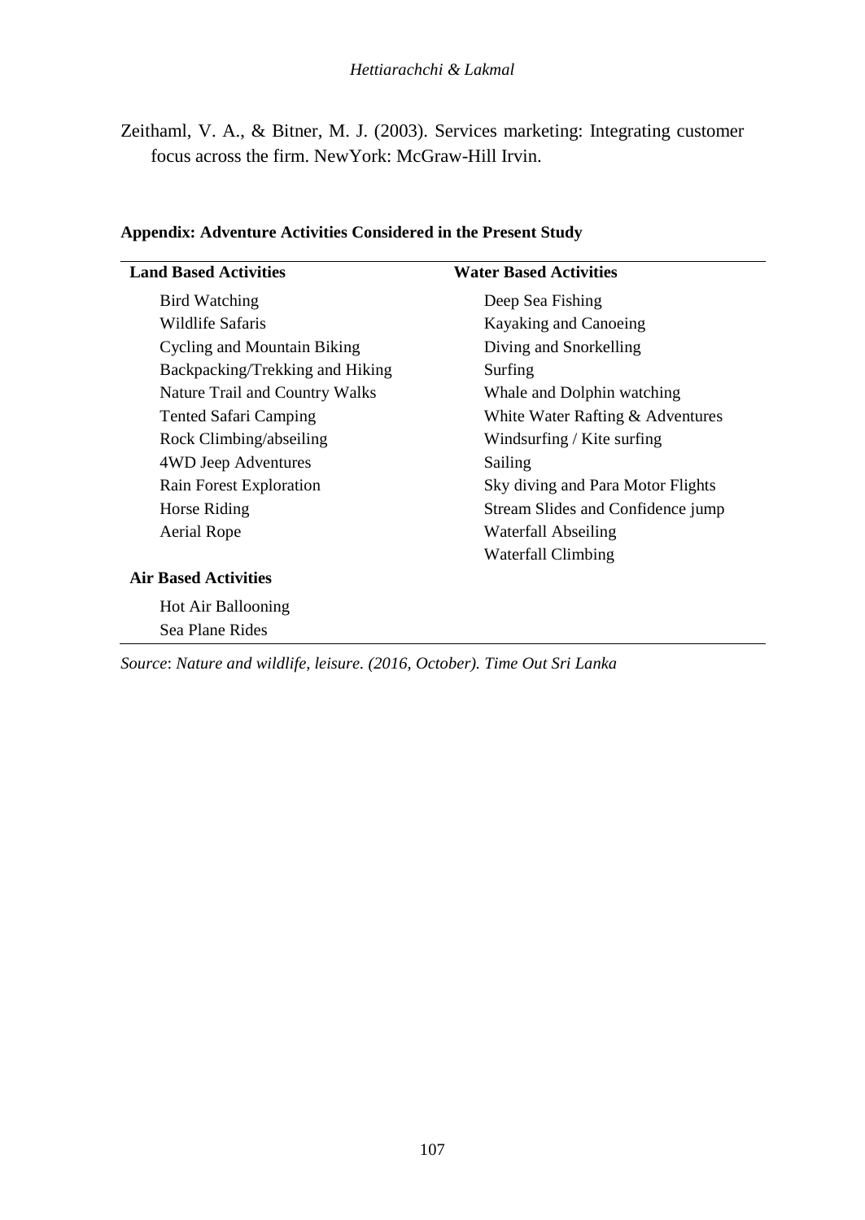Zeithaml, V. A., & Bitner, M. J. (2003). Services marketing: Integrating customer focus across the firm. NewYork: McGraw-Hill Irvin.

**Appendix: Adventure Activities Considered in the Present Study**

| **Land Based Activities** | **Water Based Activities** |
|---|---|
| Bird Watching | Deep Sea Fishing |
| Wildlife Safaris | Kayaking and Canoeing |
| Cycling and Mountain Biking | Diving and Snorkelling |
| Backpacking/Trekking and Hiking | Surfing |
| Nature Trail and Country Walks | Whale and Dolphin watching |
| Tented Safari Camping | White Water Rafting & Adventures |
| Rock Climbing/abseiling | Windsurfing / Kite surfing |
| 4WD Jeep Adventures | Sailing |
| Rain Forest Exploration | Sky diving and Para Motor Flights |
| Horse Riding | Stream Slides and Confidence jump |
| Aerial Rope | Waterfall Abseiling |
| | Waterfall Climbing |
| **Air Based Activities** | |
| Hot Air Ballooning | |
| Sea Plane Rides | |

*Source*: *Nature and wildlife, leisure. (2016, October). Time Out Sri Lanka*